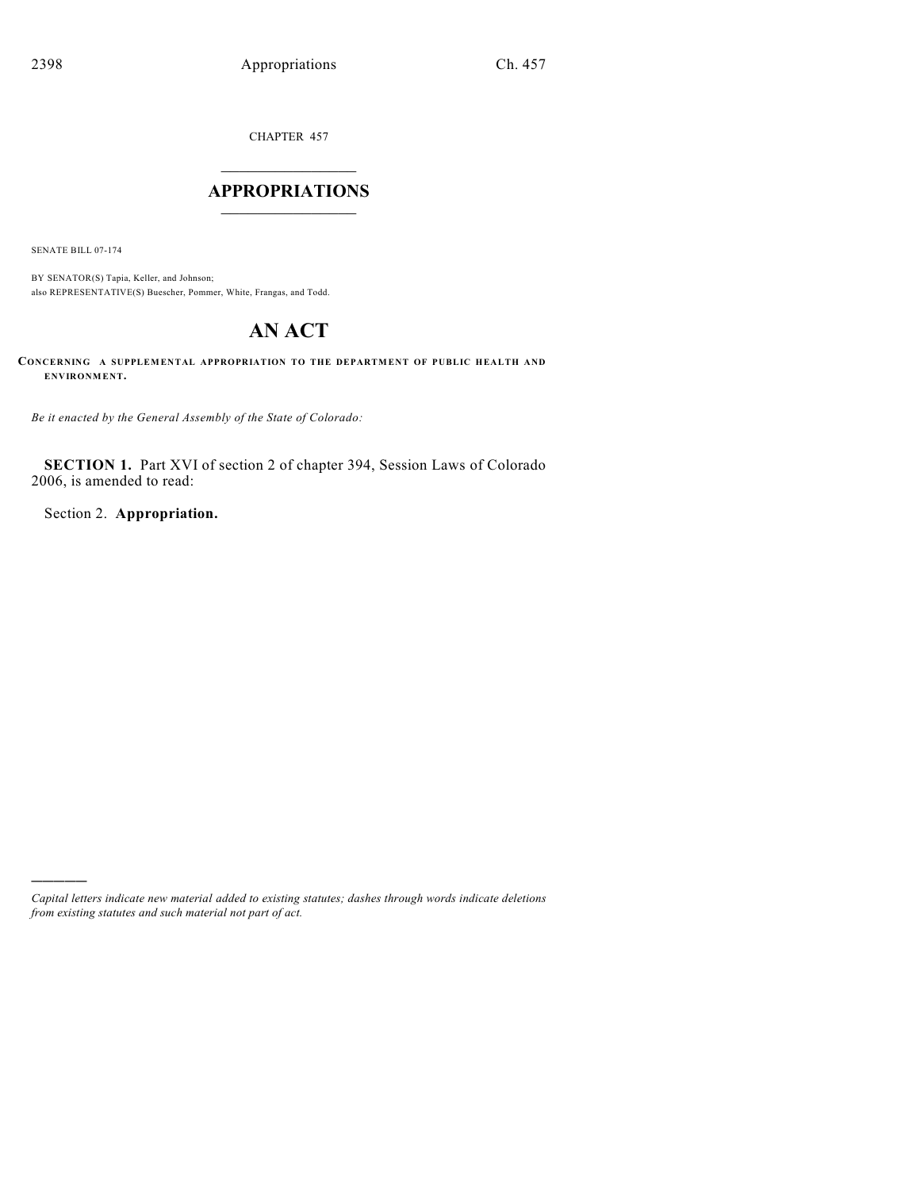CHAPTER 457

# APPROPRIATIONS

SENATE BILL 07-174

BY SENATOR(S) Tapia, Keller, and Johnson;
also REPRESENTATIVE(S) Buescher, Pommer, White, Frangas, and Todd.

# AN ACT

**CONCERNING A SUPPLEMENTAL APPROPRIATION TO THE DEPARTMENT OF PUBLIC HEALTH AND ENVIRONMENT.**

*Be it enacted by the General Assembly of the State of Colorado:*

**SECTION 1.** Part XVI of section 2 of chapter 394, Session Laws of Colorado 2006, is amended to read:

Section 2. **Appropriation.**

---

*Capital letters indicate new material added to existing statutes; dashes through words indicate deletions from existing statutes and such material not part of act.*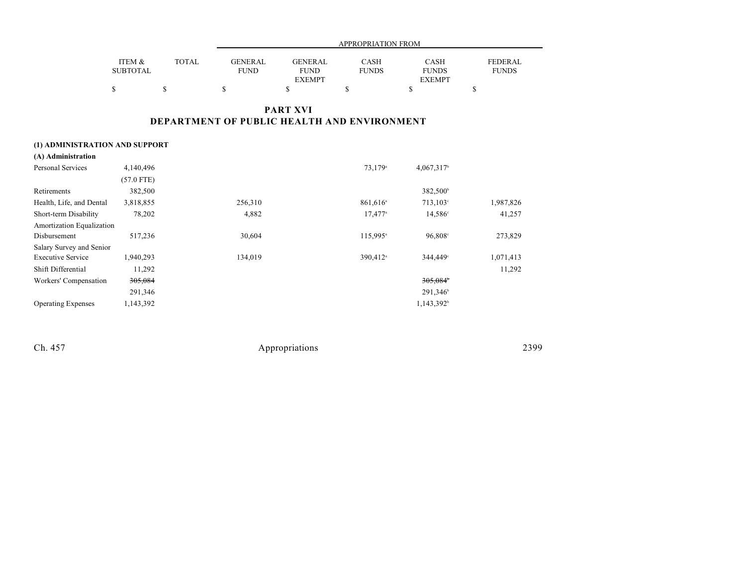| | ITEM & SUBTOTAL | TOTAL | APPROPRIATION FROM GENERAL FUND | GENERAL FUND EXEMPT | CASH FUNDS | CASH FUNDS EXEMPT | FEDERAL FUNDS |
|---|---|---|---|---|---|---|---|
| | $ | $ | $ | $ | $ | $ | $ |

## PART XVI
## DEPARTMENT OF PUBLIC HEALTH AND ENVIRONMENT

**(1) ADMINISTRATION AND SUPPORT**

**(A) Administration**

| | ITEM & SUBTOTAL | TOTAL | GENERAL FUND | GENERAL FUND EXEMPT | CASH FUNDS | CASH FUNDS EXEMPT | FEDERAL FUNDS |
|---|---|---|---|---|---|---|---|
| Personal Services | 4,140,496 | | | | 73,179[a] | 4,067,317[b] | |
| | (57.0 FTE) | | | | | | |
| Retirements | 382,500 | | | | | 382,500[b] | |
| Health, Life, and Dental | 3,818,855 | | 256,310 | | 861,616[a] | 713,103[c] | 1,987,826 |
| Short-term Disability | 78,202 | | 4,882 | | 17,477[a] | 14,586[c] | 41,257 |
| Amortization Equalization Disbursement | 517,236 | | 30,604 | | 115,995[a] | 96,808[c] | 273,829 |
| Salary Survey and Senior Executive Service | 1,940,293 | | 134,019 | | 390,412[a] | 344,449[c] | 1,071,413 |
| Shift Differential | 11,292 | | | | | | 11,292 |
| Workers' Compensation | ~~305,084~~ | | | | | ~~305,084~~[b] | |
| | 291,346 | | | | | 291,346[b] | |
| Operating Expenses | 1,143,392 | | | | | 1,143,392[b] | |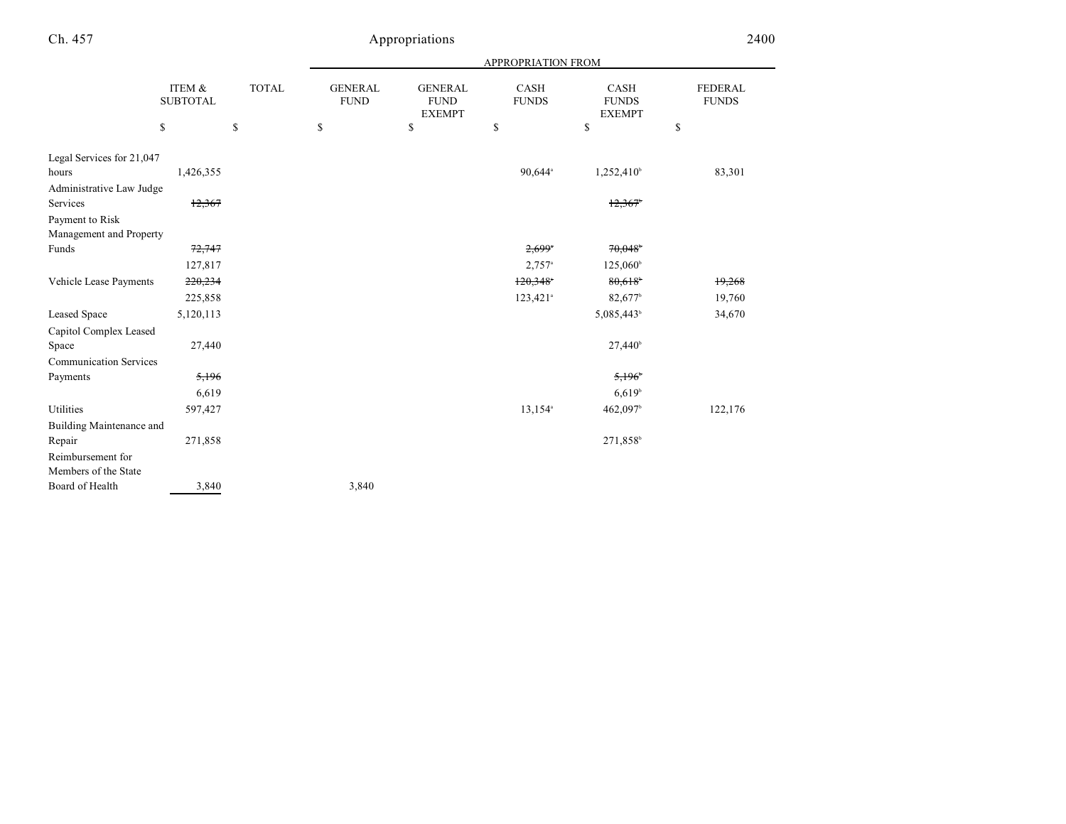| | ITEM & SUBTOTAL | TOTAL | APPROPRIATION FROM | | | | |
|---|---|---|---|---|---|---|---|
| | | | GENERAL FUND | GENERAL FUND EXEMPT | CASH FUNDS | CASH FUNDS EXEMPT | FEDERAL FUNDS |
| | $ | $ | $ | $ | $ | $ | $ |
| Legal Services for 21,047 hours | 1,426,355 | | | | 90,644[a] | 1,252,410[b] | 83,301 |
| Administrative Law Judge Services | ~~12,367~~ | | | | | ~~12,367[b]~~ | |
| Payment to Risk Management and Property Funds | ~~72,747~~ | | | | ~~2,699[a]~~ | ~~70,048[b]~~ | |
| | 127,817 | | | | 2,757[a] | 125,060[b] | |
| Vehicle Lease Payments | ~~220,234~~ | | | | ~~120,348[a]~~ | ~~80,618[b]~~ | ~~19,268~~ |
| | 225,858 | | | | 123,421[a] | 82,677[b] | 19,760 |
| Leased Space | 5,120,113 | | | | | 5,085,443[b] | 34,670 |
| Capitol Complex Leased Space | 27,440 | | | | | 27,440[b] | |
| Communication Services Payments | ~~5,196~~ | | | | | ~~5,196[b]~~ | |
| | 6,619 | | | | | 6,619[b] | |
| Utilities | 597,427 | | | | 13,154[a] | 462,097[b] | 122,176 |
| Building Maintenance and Repair | 271,858 | | | | | 271,858[b] | |
| Reimbursement for Members of the State Board of Health | 3,840 | | 3,840 | | | | |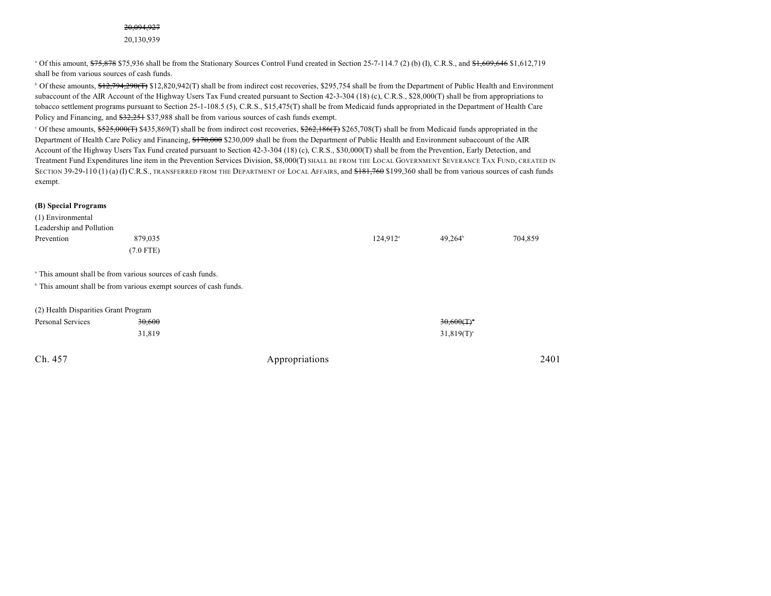~~20,094,927~~
20,130,939

[a] Of this amount, ~~$75,878~~ $75,936 shall be from the Stationary Sources Control Fund created in Section 25-7-114.7 (2) (b) (I), C.R.S., and ~~$1,609,646~~ $1,612,719 shall be from various sources of cash funds.

[b] Of these amounts, ~~$12,794,290(T)~~ $12,820,942(T) shall be from indirect cost recoveries, $295,754 shall be from the Department of Public Health and Environment subaccount of the AIR Account of the Highway Users Tax Fund created pursuant to Section 42-3-304 (18) (c), C.R.S., $28,000(T) shall be from appropriations to tobacco settlement programs pursuant to Section 25-1-108.5 (5), C.R.S., $15,475(T) shall be from Medicaid funds appropriated in the Department of Health Care Policy and Financing, and ~~$32,251~~ $37,988 shall be from various sources of cash funds exempt.

[c] Of these amounts, ~~$525,000(T)~~ $435,869(T) shall be from indirect cost recoveries, ~~$262,186(T)~~ $265,708(T) shall be from Medicaid funds appropriated in the Department of Health Care Policy and Financing, ~~$170,000~~ $230,009 shall be from the Department of Public Health and Environment subaccount of the AIR Account of the Highway Users Tax Fund created pursuant to Section 42-3-304 (18) (c), C.R.S., $30,000(T) shall be from the Prevention, Early Detection, and Treatment Fund Expenditures line item in the Prevention Services Division, $8,000(T) SHALL BE FROM THE LOCAL GOVERNMENT SEVERANCE TAX FUND, CREATED IN SECTION 39-29-110 (1) (a) (I) C.R.S., TRANSFERRED FROM THE DEPARTMENT OF LOCAL AFFAIRS, and ~~$181,760~~ $199,360 shall be from various sources of cash funds exempt.

**(B) Special Programs**

| | | | | |
|---|---|---|---|---|
| (1) Environmental Leadership and Pollution Prevention | 879,035 (7.0 FTE) | 124,912[a] | 49,264[b] | 704,859 |

[a] This amount shall be from various sources of cash funds.

[b] This amount shall be from various exempt sources of cash funds.

(2) Health Disparities Grant Program

| | | |
|---|---|---|
| Personal Services | ~~30,600~~ 31,819 | ~~30,600(T)~~[a] 31,819(T)[a] |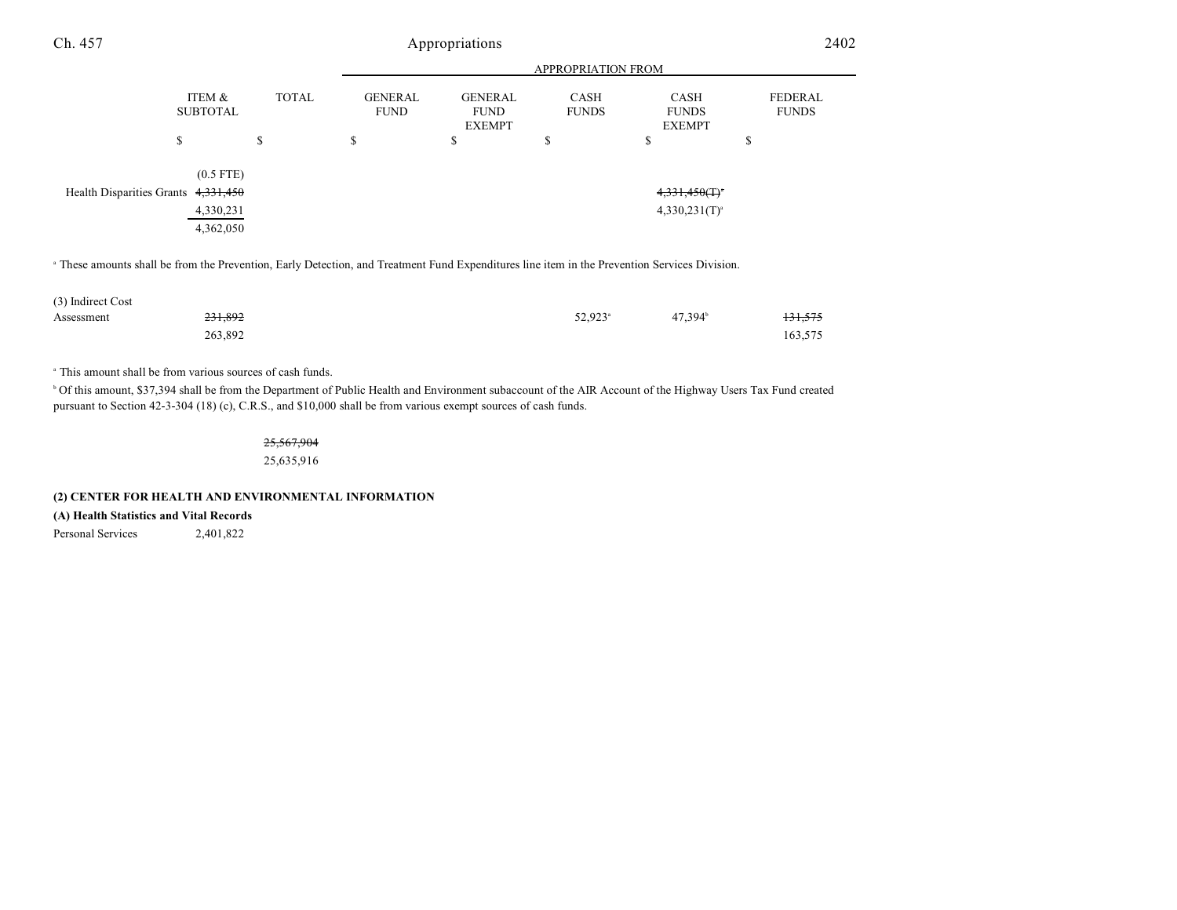| | ITEM & SUBTOTAL | TOTAL | GENERAL FUND | GENERAL FUND EXEMPT | CASH FUNDS | CASH FUNDS EXEMPT | FEDERAL FUNDS |
|---|---|---|---|---|---|---|---|
| | | | APPROPRIATION FROM | | | | |
| | $ | $ | $ | $ | $ | $ | $ |
| | (0.5 FTE) | | | | | | |
| Health Disparities Grants | ~~4,331,450~~ | | | | | ~~4,331,450(T)~~[a] | |
| | 4,330,231 | | | | | 4,330,231(T)[a] | |
| | 4,362,050 | | | | | | |

[a] These amounts shall be from the Prevention, Early Detection, and Treatment Fund Expenditures line item in the Prevention Services Division.

| | ITEM & SUBTOTAL | TOTAL | GENERAL FUND | GENERAL FUND EXEMPT | CASH FUNDS | CASH FUNDS EXEMPT | FEDERAL FUNDS |
|---|---|---|---|---|---|---|---|
| (3) Indirect Cost Assessment | ~~231,892~~ | | | | 52,923[a] | 47,394[b] | ~~131,575~~ |
| | 263,892 | | | | | | 163,575 |

[a] This amount shall be from various sources of cash funds.

[b] Of this amount, $37,394 shall be from the Department of Public Health and Environment subaccount of the AIR Account of the Highway Users Tax Fund created pursuant to Section 42-3-304 (18) (c), C.R.S., and $10,000 shall be from various exempt sources of cash funds.

| | ITEM & SUBTOTAL | TOTAL |
|---|---|---|
| | | ~~25,567,904~~ |
| | | 25,635,916 |

**(2) CENTER FOR HEALTH AND ENVIRONMENTAL INFORMATION**

**(A) Health Statistics and Vital Records**

| | ITEM & SUBTOTAL |
|---|---|
| Personal Services | 2,401,822 |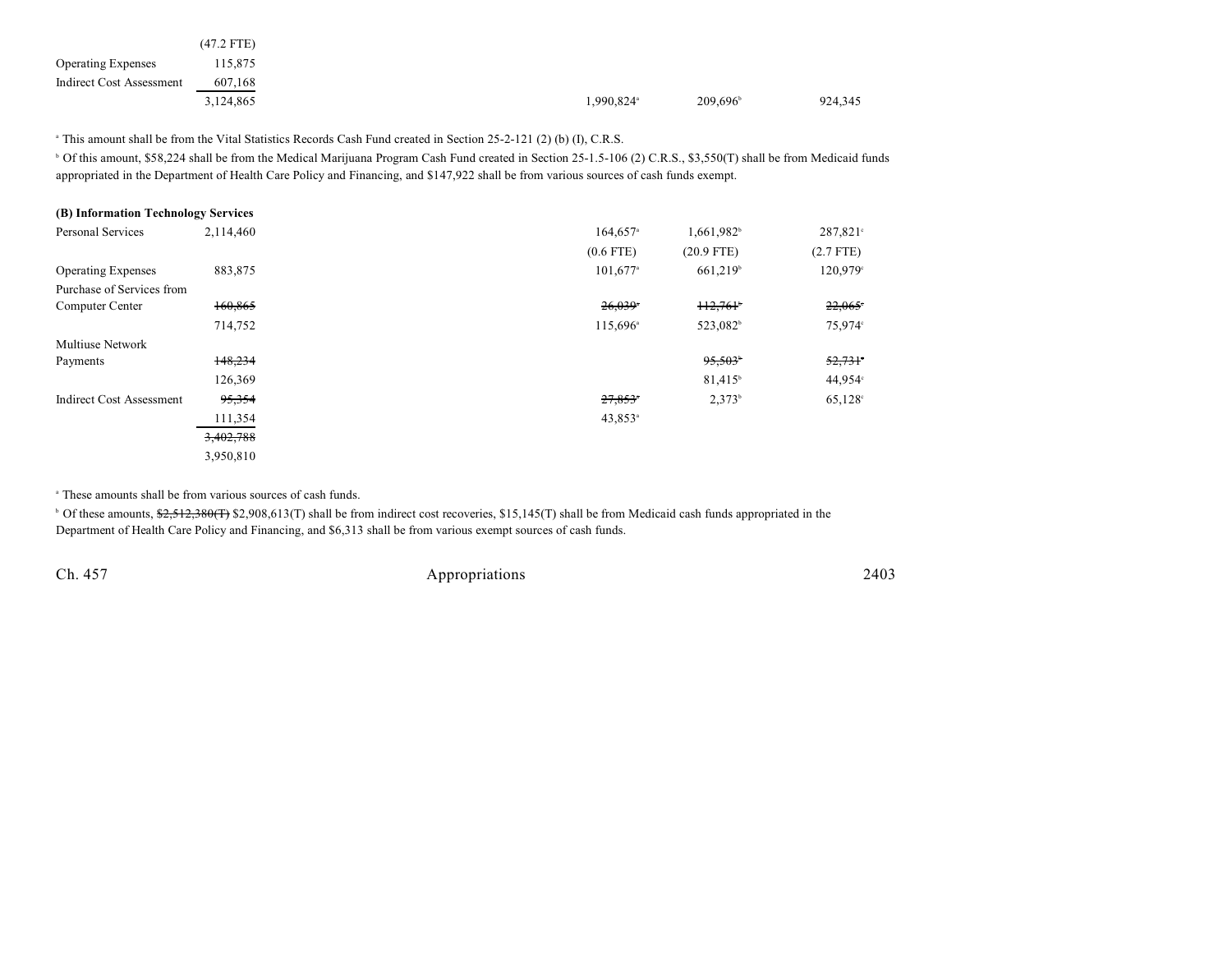| | | | | |
|---|---|---|---|---|
| | (47.2 FTE) | | | |
| Operating Expenses | 115,875 | | | |
| Indirect Cost Assessment | 607,168 | | | |
| | 3,124,865 | 1,990,824[a] | 209,696[b] | 924,345 |

[a] This amount shall be from the Vital Statistics Records Cash Fund created in Section 25-2-121 (2) (b) (I), C.R.S.

[b] Of this amount, $58,224 shall be from the Medical Marijuana Program Cash Fund created in Section 25-1.5-106 (2) C.R.S., $3,550(T) shall be from Medicaid funds appropriated in the Department of Health Care Policy and Financing, and $147,922 shall be from various sources of cash funds exempt.

**(B) Information Technology Services**

| | | | | |
|---|---|---|---|---|
| Personal Services | 2,114,460 | 164,657[a] | 1,661,982[b] | 287,821[c] |
| | | (0.6 FTE) | (20.9 FTE) | (2.7 FTE) |
| Operating Expenses | 883,875 | 101,677[a] | 661,219[b] | 120,979[c] |
| Purchase of Services from Computer Center | ~~160,865~~ | ~~26,039~~[a] | ~~112,761~~[b] | ~~22,065~~[c] |
| | 714,752 | 115,696[a] | 523,082[b] | 75,974[c] |
| Multiuse Network Payments | ~~148,234~~ | | ~~95,503~~[b] | ~~52,731~~[c] |
| | 126,369 | | 81,415[b] | 44,954[c] |
| Indirect Cost Assessment | ~~95,354~~ | ~~27,853~~[a] | 2,373[b] | 65,128[c] |
| | 111,354 | 43,853[a] | | |
| | ~~3,402,788~~ | | | |
| | 3,950,810 | | | |

[a] These amounts shall be from various sources of cash funds.

[b] Of these amounts, ~~$2,512,380(T)~~ $2,908,613(T) shall be from indirect cost recoveries, $15,145(T) shall be from Medicaid cash funds appropriated in the Department of Health Care Policy and Financing, and $6,313 shall be from various exempt sources of cash funds.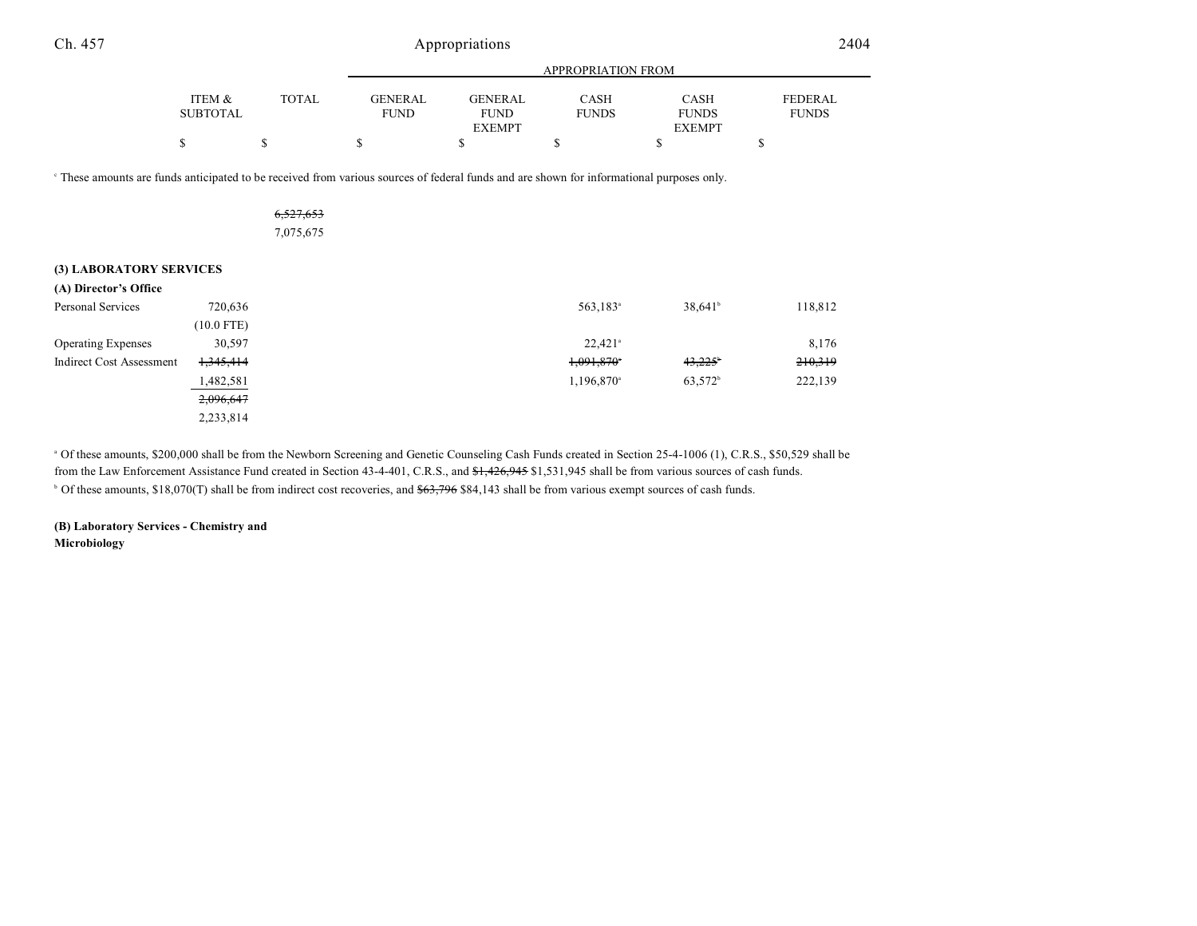| | ITEM & SUBTOTAL | TOTAL | APPROPRIATION FROM GENERAL FUND | GENERAL FUND EXEMPT | CASH FUNDS | CASH FUNDS EXEMPT | FEDERAL FUNDS |
|---|---|---|---|---|---|---|---|
| | $ | $ | $ | $ | $ | $ | $ |

[c] These amounts are funds anticipated to be received from various sources of federal funds and are shown for informational purposes only.

| | ITEM & SUBTOTAL | TOTAL | GENERAL FUND | GENERAL FUND EXEMPT | CASH FUNDS | CASH FUNDS EXEMPT | FEDERAL FUNDS |
|---|---|---|---|---|---|---|---|
| | | ~~6,527,653~~ | | | | | |
| | | 7,075,675 | | | | | |
| **(3) LABORATORY SERVICES** | | | | | | | |
| **(A) Director's Office** | | | | | | | |
| Personal Services | 720,636 | | | | 563,183[a] | 38,641[b] | 118,812 |
| | (10.0 FTE) | | | | | | |
| Operating Expenses | 30,597 | | | | 22,421[a] | | 8,176 |
| Indirect Cost Assessment | ~~1,345,414~~ | | | | ~~1,091,870~~[a] | ~~43,225~~[b] | ~~210,319~~ |
| | 1,482,581 | | | | 1,196,870[a] | 63,572[b] | 222,139 |
| | ~~2,096,647~~ | | | | | | |
| | 2,233,814 | | | | | | |

[a] Of these amounts, $200,000 shall be from the Newborn Screening and Genetic Counseling Cash Funds created in Section 25-4-1006 (1), C.R.S., $50,529 shall be from the Law Enforcement Assistance Fund created in Section 43-4-401, C.R.S., and ~~$1,426,945~~ $1,531,945 shall be from various sources of cash funds.

[b] Of these amounts, $18,070(T) shall be from indirect cost recoveries, and ~~$63,796~~ $84,143 shall be from various exempt sources of cash funds.

**(B) Laboratory Services - Chemistry and Microbiology**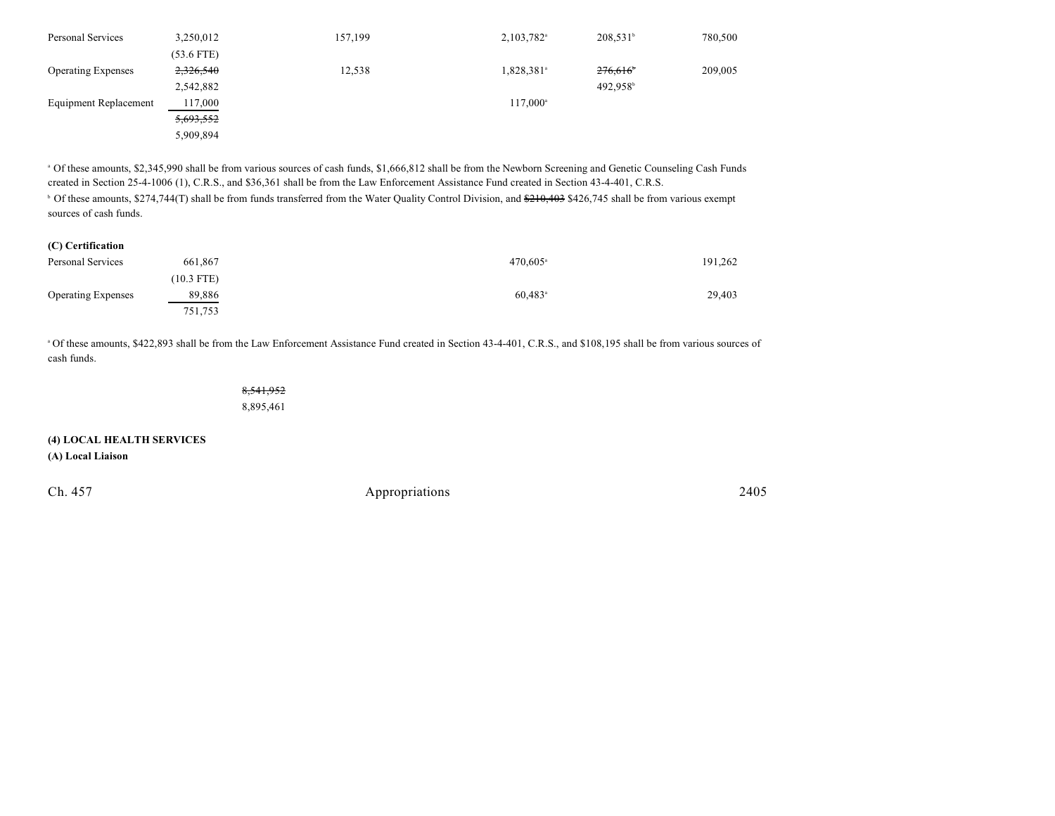| | | | | | |
|---|---|---|---|---|---|
| Personal Services | 3,250,012 | 157,199 | 2,103,782[a] | 208,531[b] | 780,500 |
| | (53.6 FTE) | | | | |
| Operating Expenses | ~~2,326,540~~ | 12,538 | 1,828,381[a] | ~~276,616~~[b] | 209,005 |
| | 2,542,882 | | | 492,958[b] | |
| Equipment Replacement | 117,000 | | 117,000[a] | | |
| | ~~5,693,552~~ | | | | |
| | 5,909,894 | | | | |

[a] Of these amounts, $2,345,990 shall be from various sources of cash funds, $1,666,812 shall be from the Newborn Screening and Genetic Counseling Cash Funds created in Section 25-4-1006 (1), C.R.S., and $36,361 shall be from the Law Enforcement Assistance Fund created in Section 43-4-401, C.R.S.

[b] Of these amounts, $274,744(T) shall be from funds transferred from the Water Quality Control Division, and ~~$210,403~~ $426,745 shall be from various exempt sources of cash funds.

**(C) Certification**

| | | | | | |
|---|---|---|---|---|---|
| Personal Services | 661,867 | | 470,605[a] | | 191,262 |
| | (10.3 FTE) | | | | |
| Operating Expenses | 89,886 | | 60,483[a] | | 29,403 |
| | 751,753 | | | | |

[a] Of these amounts, $422,893 shall be from the Law Enforcement Assistance Fund created in Section 43-4-401, C.R.S., and $108,195 shall be from various sources of cash funds.

~~8,541,952~~
8,895,461

**(4) LOCAL HEALTH SERVICES**

**(A) Local Liaison**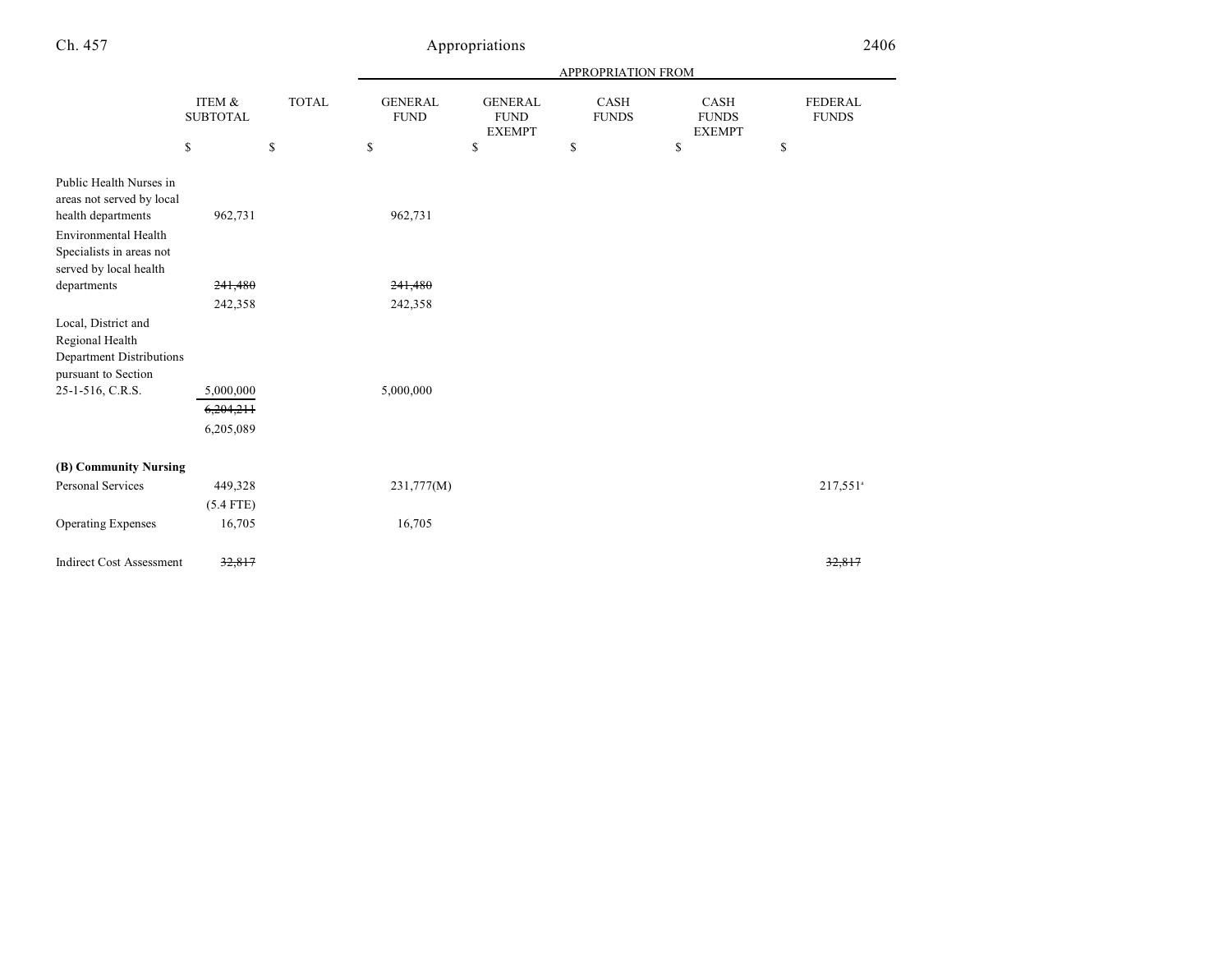| | ITEM & SUBTOTAL | TOTAL | APPROPRIATION FROM GENERAL FUND | GENERAL FUND EXEMPT | CASH FUNDS | CASH FUNDS EXEMPT | FEDERAL FUNDS |
|---|---|---|---|---|---|---|---|
| | $ | $ | $ | $ | $ | $ | $ |
| Public Health Nurses in areas not served by local health departments | 962,731 | | 962,731 | | | | |
| Environmental Health Specialists in areas not served by local health departments | ~~241,480~~ | | ~~241,480~~ | | | | |
| | 242,358 | | 242,358 | | | | |
| Local, District and Regional Health Department Distributions pursuant to Section 25-1-516, C.R.S. | 5,000,000 | | 5,000,000 | | | | |
| | ~~6,204,211~~ | | | | | | |
| | 6,205,089 | | | | | | |
| **(B) Community Nursing** | | | | | | | |
| Personal Services | 449,328 | | 231,777(M) | | | | 217,551[a] |
| | (5.4 FTE) | | | | | | |
| Operating Expenses | 16,705 | | 16,705 | | | | |
| Indirect Cost Assessment | ~~32,817~~ | | | | | | ~~32,817~~ |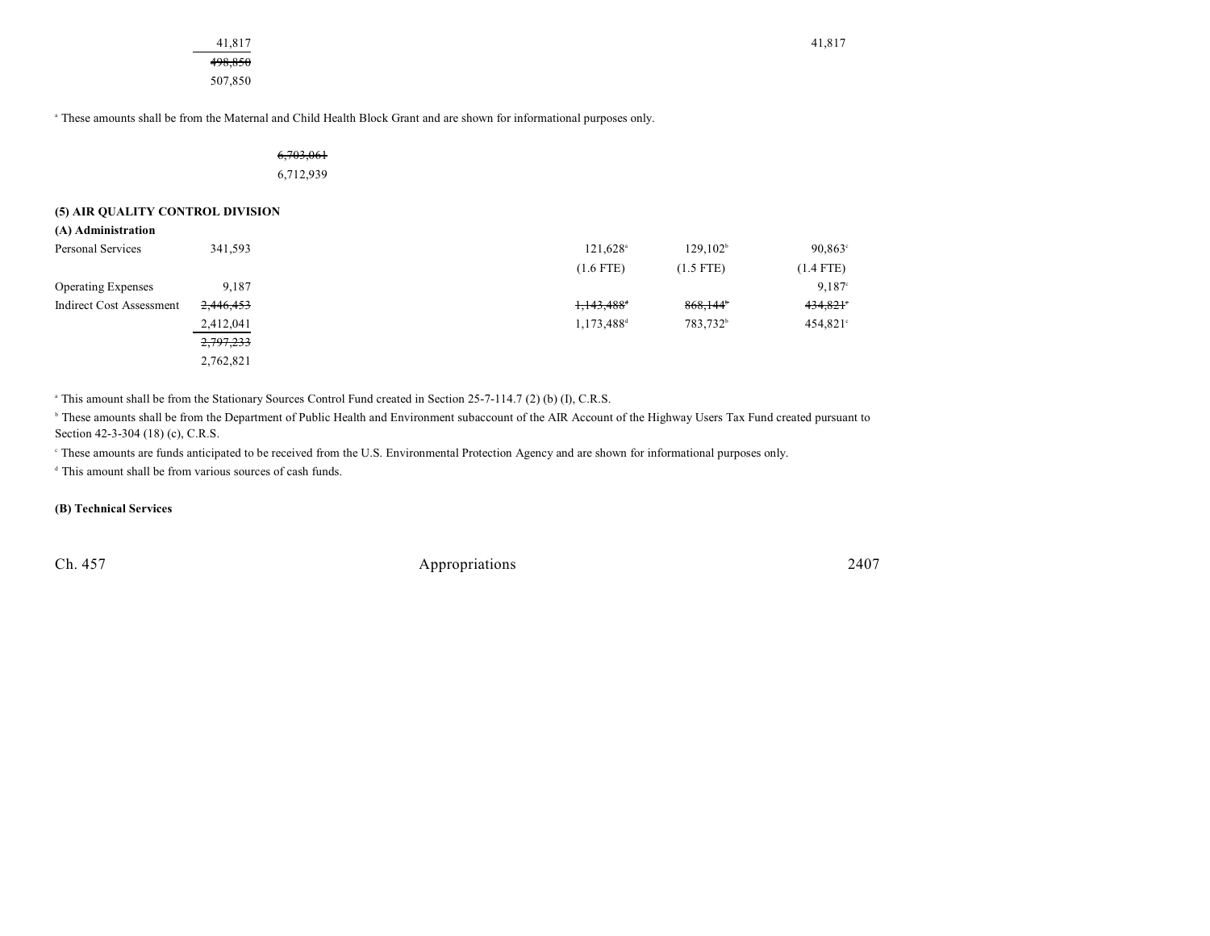| | | | | | |
|---|---|---|---|---|---|
| | 41,817 | | | | 41,817 |
| | ~~498,850~~ | | | | |
| | 507,850 | | | | |

[a] These amounts shall be from the Maternal and Child Health Block Grant and are shown for informational purposes only.

| | |
|---|---|
| | ~~6,703,061~~ |
| | 6,712,939 |

**(5) AIR QUALITY CONTROL DIVISION**

**(A) Administration**

| | | | | | |
|---|---|---|---|---|---|
| Personal Services | 341,593 | | 121,628[a] | 129,102[b] | 90,863[c] |
| | | | (1.6 FTE) | (1.5 FTE) | (1.4 FTE) |
| Operating Expenses | 9,187 | | | | 9,187[c] |
| Indirect Cost Assessment | ~~2,446,453~~ | | ~~1,143,488[d]~~ | ~~868,144[b]~~ | ~~434,821[c]~~ |
| | 2,412,041 | | 1,173,488[d] | 783,732[b] | 454,821[c] |
| | ~~2,797,233~~ | | | | |
| | 2,762,821 | | | | |

[a] This amount shall be from the Stationary Sources Control Fund created in Section 25-7-114.7 (2) (b) (I), C.R.S.

[b] These amounts shall be from the Department of Public Health and Environment subaccount of the AIR Account of the Highway Users Tax Fund created pursuant to Section 42-3-304 (18) (c), C.R.S.

[c] These amounts are funds anticipated to be received from the U.S. Environmental Protection Agency and are shown for informational purposes only.

[d] This amount shall be from various sources of cash funds.

**(B) Technical Services**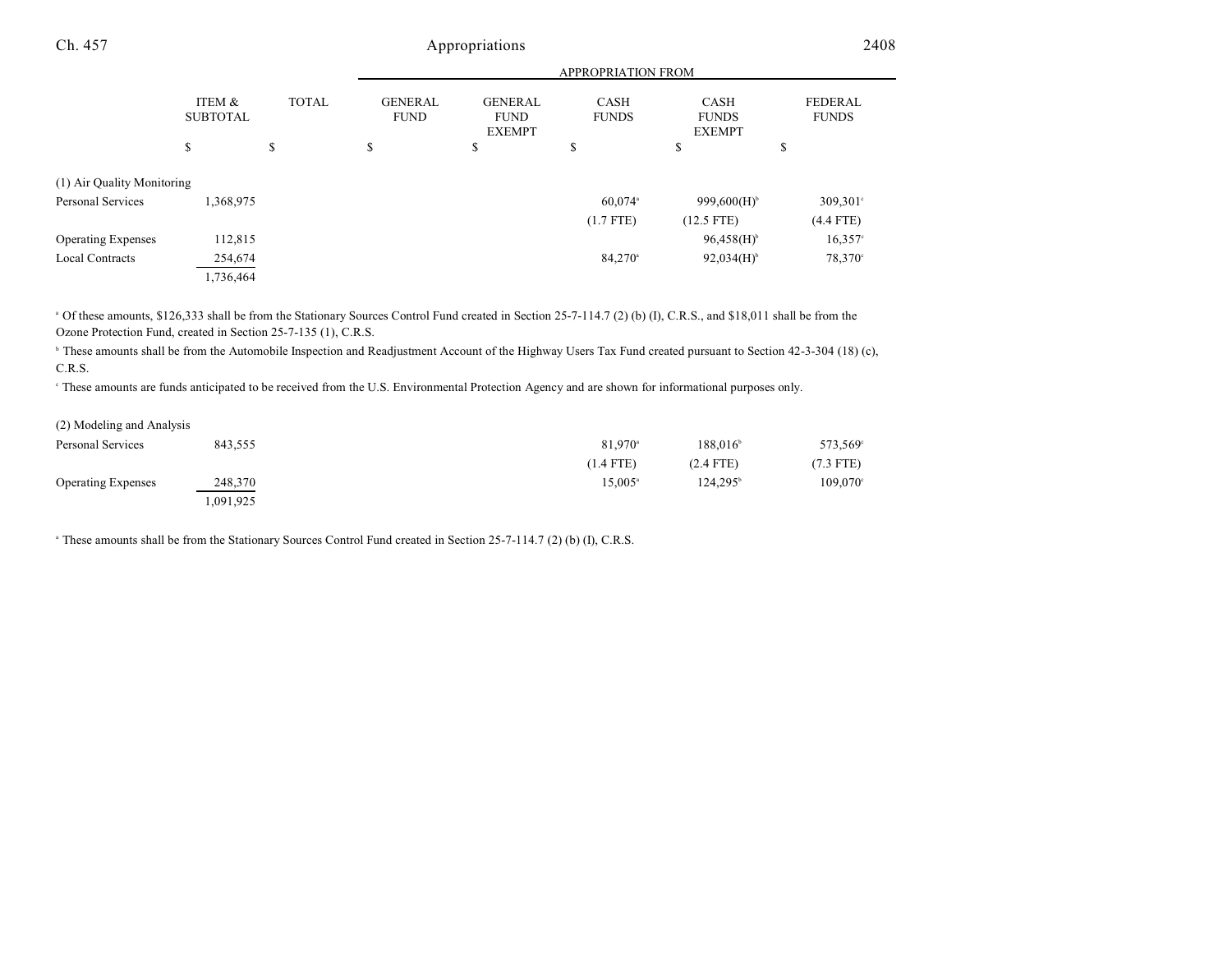| | ITEM & SUBTOTAL | TOTAL | APPROPRIATION FROM GENERAL FUND | GENERAL FUND EXEMPT | CASH FUNDS | CASH FUNDS EXEMPT | FEDERAL FUNDS |
|---|---|---|---|---|---|---|---|
| | $ | $ | $ | $ | $ | $ | $ |
| (1) Air Quality Monitoring | | | | | | | |
| Personal Services | 1,368,975 | | | | 60,074[a] | 999,600(H)[b] | 309,301[c] |
| | | | | | (1.7 FTE) | (12.5 FTE) | (4.4 FTE) |
| Operating Expenses | 112,815 | | | | | 96,458(H)[b] | 16,357[c] |
| Local Contracts | 254,674 | | | | 84,270[a] | 92,034(H)[b] | 78,370[c] |
| | 1,736,464 | | | | | | |

[a] Of these amounts, $126,333 shall be from the Stationary Sources Control Fund created in Section 25-7-114.7 (2) (b) (I), C.R.S., and $18,011 shall be from the Ozone Protection Fund, created in Section 25-7-135 (1), C.R.S.

[b] These amounts shall be from the Automobile Inspection and Readjustment Account of the Highway Users Tax Fund created pursuant to Section 42-3-304 (18) (c), C.R.S.

[c] These amounts are funds anticipated to be received from the U.S. Environmental Protection Agency and are shown for informational purposes only.

| | ITEM & SUBTOTAL | TOTAL | GENERAL FUND | GENERAL FUND EXEMPT | CASH FUNDS | CASH FUNDS EXEMPT | FEDERAL FUNDS |
|---|---|---|---|---|---|---|---|
| (2) Modeling and Analysis | | | | | | | |
| Personal Services | 843,555 | | | | 81,970[a] | 188,016[b] | 573,569[c] |
| | | | | | (1.4 FTE) | (2.4 FTE) | (7.3 FTE) |
| Operating Expenses | 248,370 | | | | 15,005[a] | 124,295[b] | 109,070[c] |
| | 1,091,925 | | | | | | |

[a] These amounts shall be from the Stationary Sources Control Fund created in Section 25-7-114.7 (2) (b) (I), C.R.S.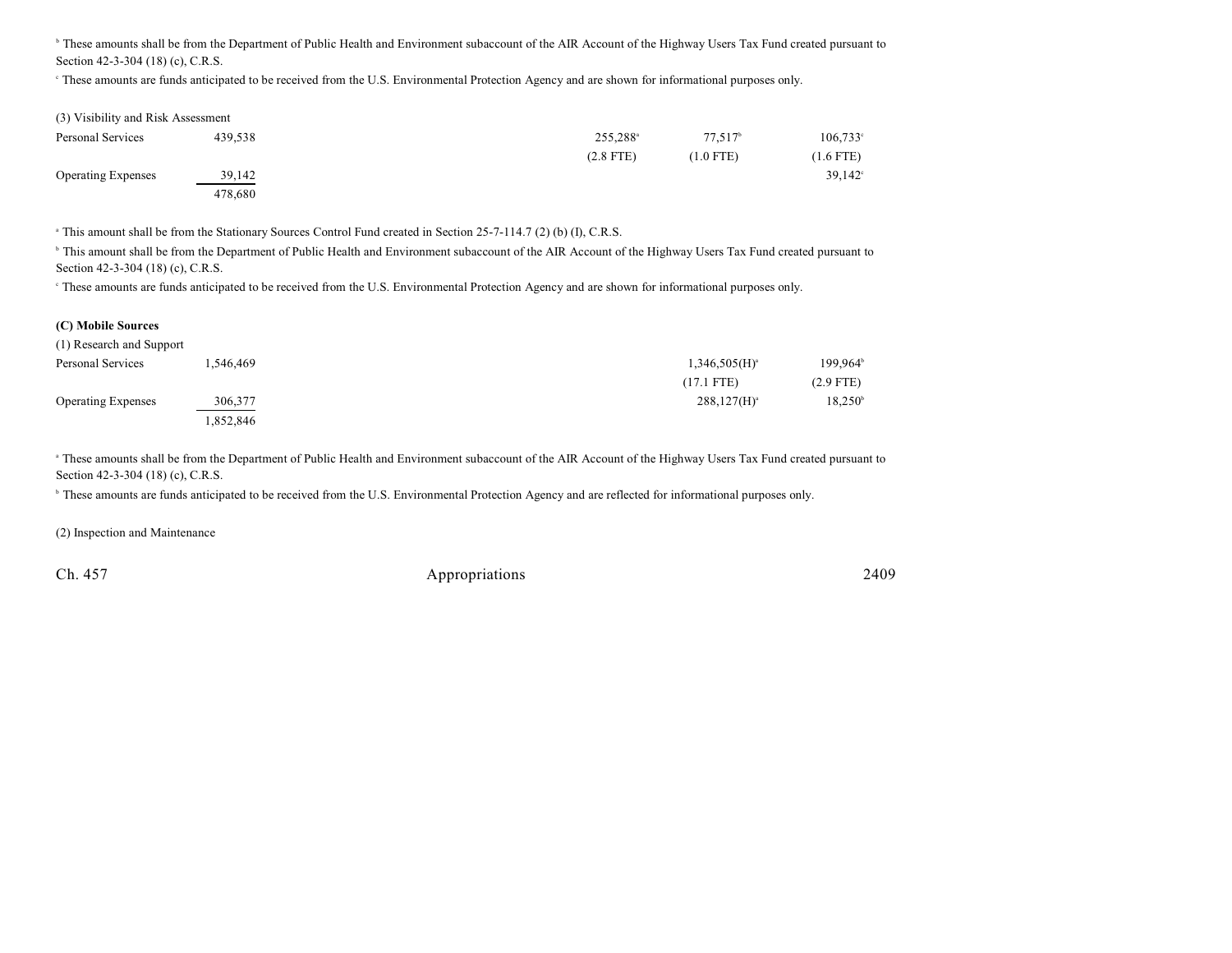[b] These amounts shall be from the Department of Public Health and Environment subaccount of the AIR Account of the Highway Users Tax Fund created pursuant to Section 42-3-304 (18) (c), C.R.S.

[c] These amounts are funds anticipated to be received from the U.S. Environmental Protection Agency and are shown for informational purposes only.

(3) Visibility and Risk Assessment

| | | | | | | |
|---|---|---|---|---|---|---|
| Personal Services | 439,538 | | | 255,288[a] | 77,517[b] | 106,733[c] |
| | | | | (2.8 FTE) | (1.0 FTE) | (1.6 FTE) |
| Operating Expenses | 39,142 | | | | | 39,142[c] |
| | 478,680 | | | | | |

[a] This amount shall be from the Stationary Sources Control Fund created in Section 25-7-114.7 (2) (b) (I), C.R.S.

[b] This amount shall be from the Department of Public Health and Environment subaccount of the AIR Account of the Highway Users Tax Fund created pursuant to Section 42-3-304 (18) (c), C.R.S.

[c] These amounts are funds anticipated to be received from the U.S. Environmental Protection Agency and are shown for informational purposes only.

**(C) Mobile Sources**

(1) Research and Support

| | | | | | | |
|---|---|---|---|---|---|---|
| Personal Services | 1,546,469 | | | | 1,346,505(H)[a] | 199,964[b] |
| | | | | | (17.1 FTE) | (2.9 FTE) |
| Operating Expenses | 306,377 | | | | 288,127(H)[a] | 18,250[b] |
| | 1,852,846 | | | | | |

[a] These amounts shall be from the Department of Public Health and Environment subaccount of the AIR Account of the Highway Users Tax Fund created pursuant to Section 42-3-304 (18) (c), C.R.S.

[b] These amounts are funds anticipated to be received from the U.S. Environmental Protection Agency and are reflected for informational purposes only.

(2) Inspection and Maintenance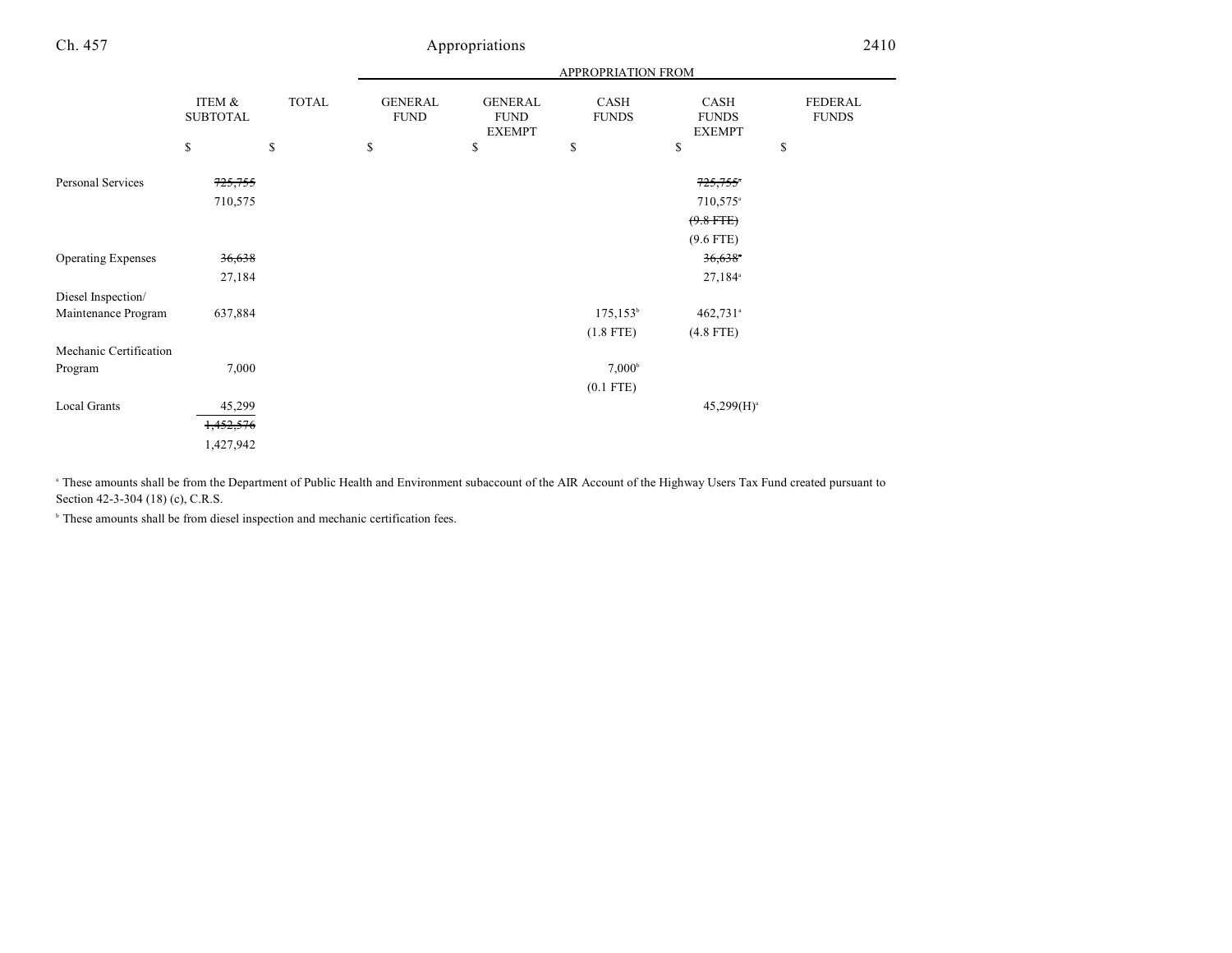| | ITEM & SUBTOTAL | TOTAL | APPROPRIATION FROM GENERAL FUND | GENERAL FUND EXEMPT | CASH FUNDS | CASH FUNDS EXEMPT | FEDERAL FUNDS |
|---|---|---|---|---|---|---|---|
| | $ | $ | $ | $ | $ | $ | $ |
| Personal Services | ~~725,755~~ | | | | | ~~725,755~~[a] | |
| | 710,575 | | | | | 710,575[a] | |
| | | | | | | ~~(9.8 FTE)~~ | |
| | | | | | | (9.6 FTE) | |
| Operating Expenses | ~~36,638~~ | | | | | ~~36,638~~[a] | |
| | 27,184 | | | | | 27,184[a] | |
| Diesel Inspection/ Maintenance Program | 637,884 | | | | 175,153[b] | 462,731[a] | |
| | | | | | (1.8 FTE) | (4.8 FTE) | |
| Mechanic Certification Program | 7,000 | | | | 7,000[b] | | |
| | | | | | (0.1 FTE) | | |
| Local Grants | 45,299 | | | | | 45,299(H)[a] | |
| | ~~1,452,576~~ | | | | | | |
| | 1,427,942 | | | | | | |

[a] These amounts shall be from the Department of Public Health and Environment subaccount of the AIR Account of the Highway Users Tax Fund created pursuant to Section 42-3-304 (18) (c), C.R.S.

[b] These amounts shall be from diesel inspection and mechanic certification fees.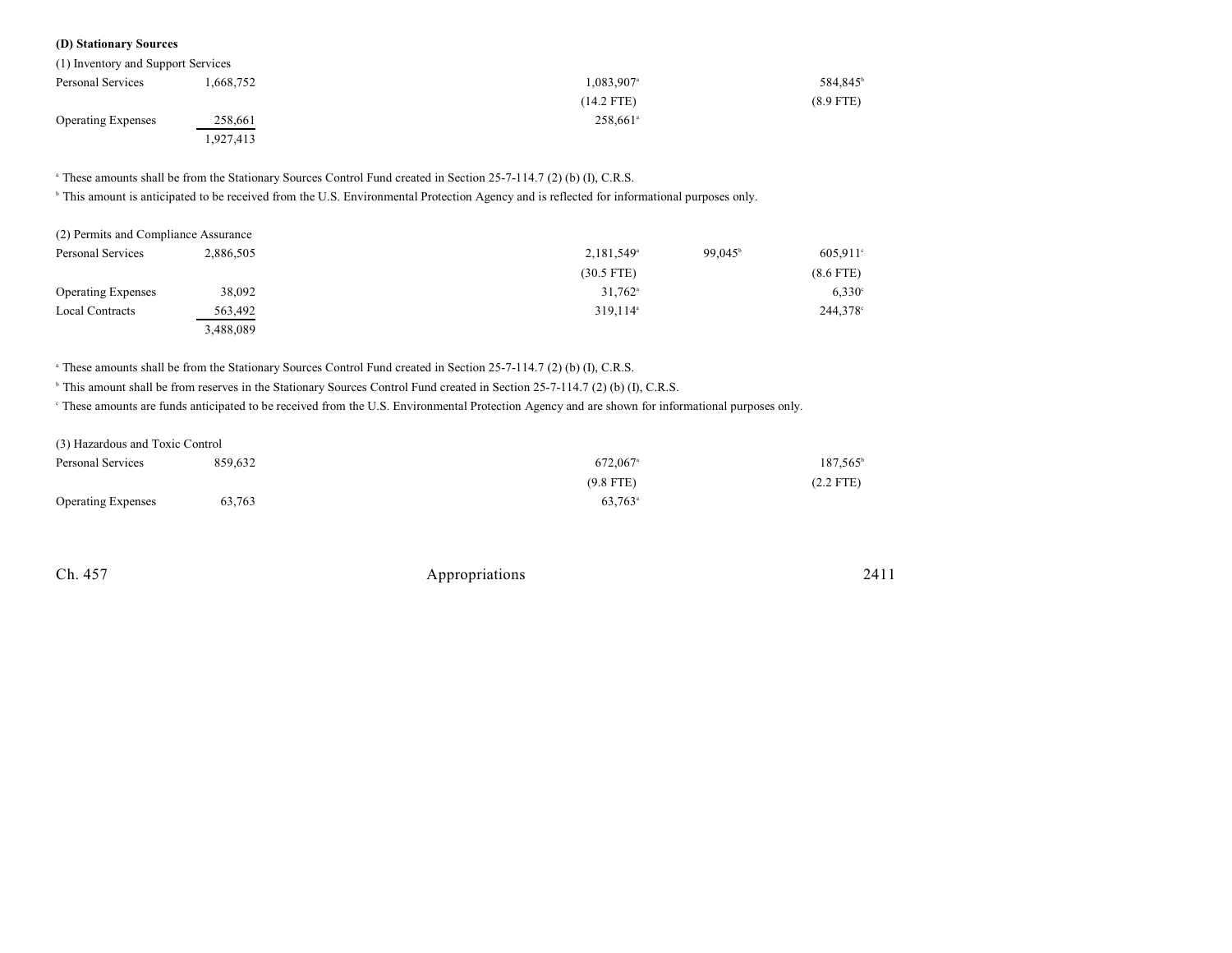**(D) Stationary Sources**

(1) Inventory and Support Services

| | Total | | Cash Funds | Cash Funds Exempt | Federal Funds |
|---|---|---|---|---|---|
| Personal Services | 1,668,752 | | 1,083,907[a] | | 584,845[b] |
| | | | (14.2 FTE) | | (8.9 FTE) |
| Operating Expenses | 258,661 | | 258,661[a] | | |
| | 1,927,413 | | | | |

[a] These amounts shall be from the Stationary Sources Control Fund created in Section 25-7-114.7 (2) (b) (I), C.R.S.

[b] This amount is anticipated to be received from the U.S. Environmental Protection Agency and is reflected for informational purposes only.

(2) Permits and Compliance Assurance

| | Total | | Cash Funds | Cash Funds Exempt | Federal Funds |
|---|---|---|---|---|---|
| Personal Services | 2,886,505 | | 2,181,549[a] | 99,045[b] | 605,911[c] |
| | | | (30.5 FTE) | | (8.6 FTE) |
| Operating Expenses | 38,092 | | 31,762[a] | | 6,330[c] |
| Local Contracts | 563,492 | | 319,114[a] | | 244,378[c] |
| | 3,488,089 | | | | |

[a] These amounts shall be from the Stationary Sources Control Fund created in Section 25-7-114.7 (2) (b) (I), C.R.S.

[b] This amount shall be from reserves in the Stationary Sources Control Fund created in Section 25-7-114.7 (2) (b) (I), C.R.S.

[c] These amounts are funds anticipated to be received from the U.S. Environmental Protection Agency and are shown for informational purposes only.

(3) Hazardous and Toxic Control

| | Total | | Cash Funds | Cash Funds Exempt | Federal Funds |
|---|---|---|---|---|---|
| Personal Services | 859,632 | | 672,067[a] | | 187,565[b] |
| | | | (9.8 FTE) | | (2.2 FTE) |
| Operating Expenses | 63,763 | | 63,763[a] | | |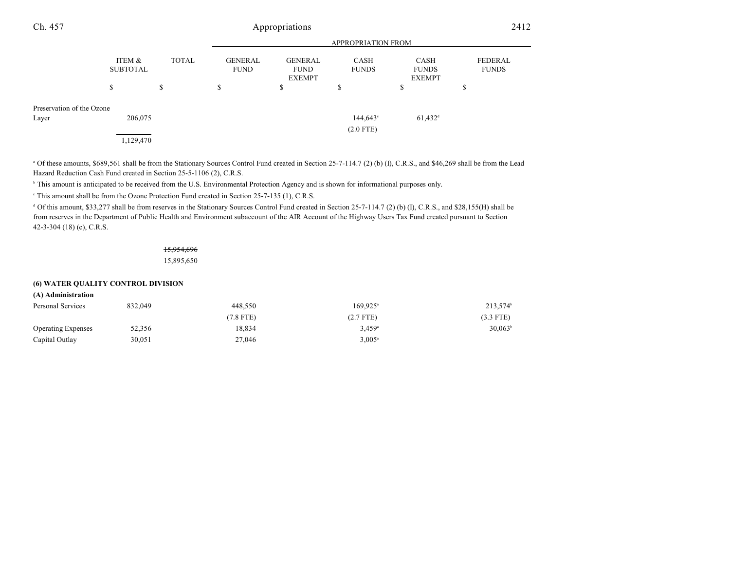| | ITEM & SUBTOTAL | TOTAL | GENERAL FUND | GENERAL FUND EXEMPT | CASH FUNDS | CASH FUNDS EXEMPT | FEDERAL FUNDS |
|---|---|---|---|---|---|---|---|
| | | | APPROPRIATION FROM | | | | |
| | $ | $ | $ | $ | $ | $ | $ |
| Preservation of the Ozone Layer | 206,075 | | | | 144,643[c] | 61,432[d] | |
| | | | | | (2.0 FTE) | | |
| | 1,129,470 | | | | | | |

[a] Of these amounts, $689,561 shall be from the Stationary Sources Control Fund created in Section 25-7-114.7 (2) (b) (I), C.R.S., and $46,269 shall be from the Lead Hazard Reduction Cash Fund created in Section 25-5-1106 (2), C.R.S.

[b] This amount is anticipated to be received from the U.S. Environmental Protection Agency and is shown for informational purposes only.

[c] This amount shall be from the Ozone Protection Fund created in Section 25-7-135 (1), C.R.S.

[d] Of this amount, $33,277 shall be from reserves in the Stationary Sources Control Fund created in Section 25-7-114.7 (2) (b) (I), C.R.S., and $28,155(H) shall be from reserves in the Department of Public Health and Environment subaccount of the AIR Account of the Highway Users Tax Fund created pursuant to Section 42-3-304 (18) (c), C.R.S.

| | ITEM & SUBTOTAL | TOTAL | GENERAL FUND | GENERAL FUND EXEMPT | CASH FUNDS | CASH FUNDS EXEMPT | FEDERAL FUNDS |
|---|---|---|---|---|---|---|---|
| | | ~~15,954,696~~ | | | | | |
| | | 15,895,650 | | | | | |

**(6) WATER QUALITY CONTROL DIVISION**

**(A) Administration**

| | ITEM & SUBTOTAL | TOTAL | GENERAL FUND | GENERAL FUND EXEMPT | CASH FUNDS | CASH FUNDS EXEMPT | FEDERAL FUNDS |
|---|---|---|---|---|---|---|---|
| Personal Services | 832,049 | | 448,550 | | | 169,925[a] | 213,574[b] |
| | | | (7.8 FTE) | | | (2.7 FTE) | (3.3 FTE) |
| Operating Expenses | 52,356 | | 18,834 | | | 3,459[a] | 30,063[b] |
| Capital Outlay | 30,051 | | 27,046 | | | 3,005[a] | |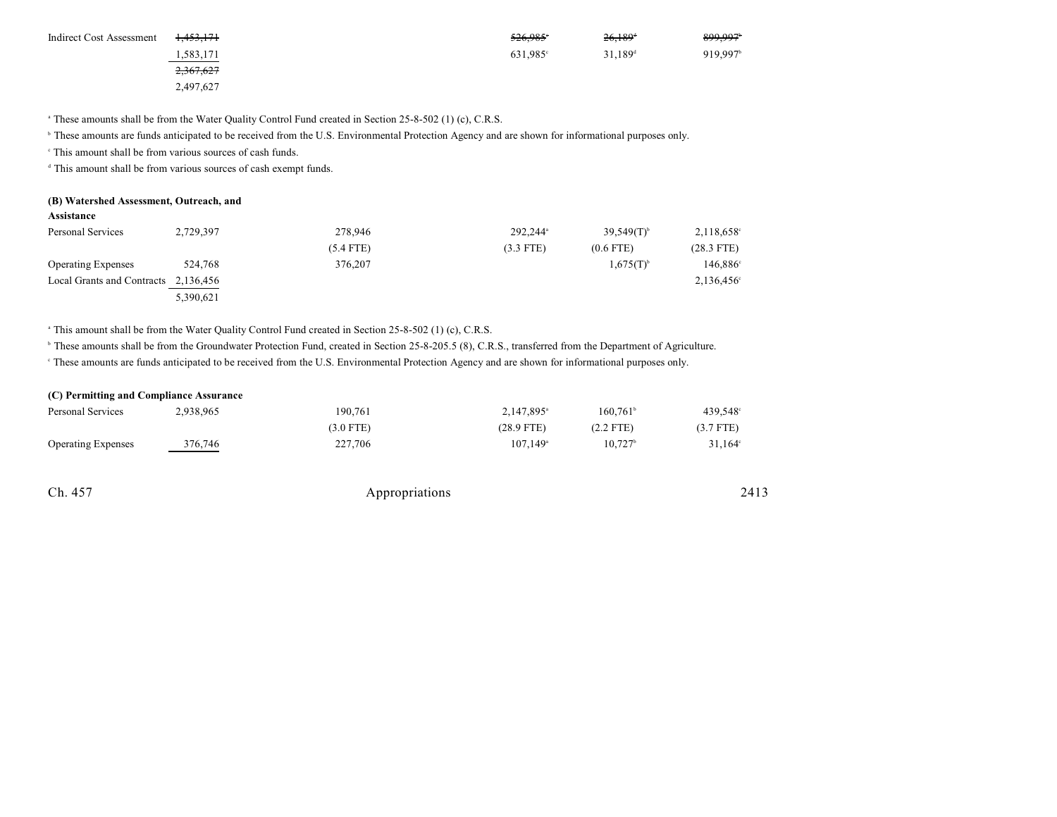| | | | | | |
|---|---|---|---|---|---|
| Indirect Cost Assessment | ~~1,453,171~~ | | ~~526,985~~[a] | ~~26,189~~[a] | ~~899,997~~[b] |
| | 1,583,171 | | 631,985[c] | 31,189[d] | 919,997[b] |
| | ~~2,367,627~~ | | | | |
| | 2,497,627 | | | | |

[a] These amounts shall be from the Water Quality Control Fund created in Section 25-8-502 (1) (c), C.R.S.

[b] These amounts are funds anticipated to be received from the U.S. Environmental Protection Agency and are shown for informational purposes only.

[c] This amount shall be from various sources of cash funds.

[d] This amount shall be from various sources of cash exempt funds.

**(B) Watershed Assessment, Outreach, and Assistance**

| | | | | | |
|---|---|---|---|---|---|
| Personal Services | 2,729,397 | 278,946 | 292,244[a] | 39,549(T)[b] | 2,118,658[c] |
| | | (5.4 FTE) | (3.3 FTE) | (0.6 FTE) | (28.3 FTE) |
| Operating Expenses | 524,768 | 376,207 | | 1,675(T)[b] | 146,886[c] |
| Local Grants and Contracts | 2,136,456 | | | | 2,136,456[c] |
| | 5,390,621 | | | | |

[a] This amount shall be from the Water Quality Control Fund created in Section 25-8-502 (1) (c), C.R.S.

[b] These amounts shall be from the Groundwater Protection Fund, created in Section 25-8-205.5 (8), C.R.S., transferred from the Department of Agriculture.

[c] These amounts are funds anticipated to be received from the U.S. Environmental Protection Agency and are shown for informational purposes only.

**(C) Permitting and Compliance Assurance**

| | | | | | |
|---|---|---|---|---|---|
| Personal Services | 2,938,965 | 190,761 | 2,147,895[a] | 160,761[b] | 439,548[c] |
| | | (3.0 FTE) | (28.9 FTE) | (2.2 FTE) | (3.7 FTE) |
| Operating Expenses | 376,746 | 227,706 | 107,149[a] | 10,727[b] | 31,164[c] |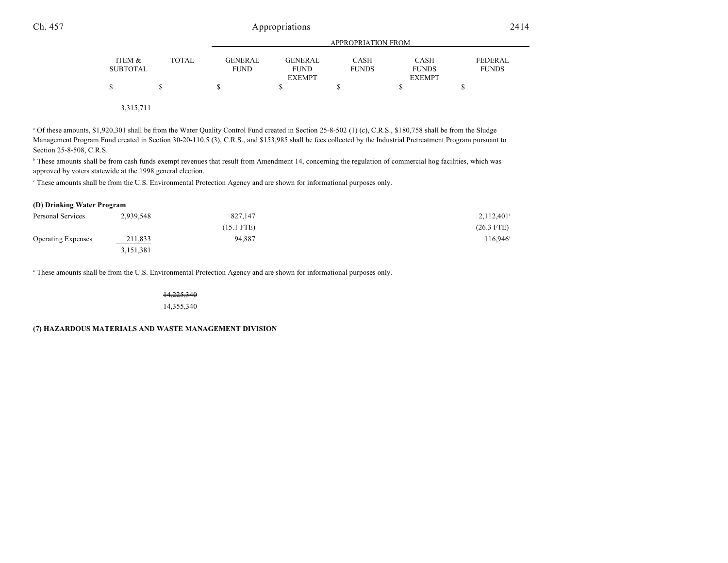| | ITEM & SUBTOTAL | TOTAL | GENERAL FUND | GENERAL FUND EXEMPT | CASH FUNDS | CASH FUNDS EXEMPT | FEDERAL FUNDS |
|---|---|---|---|---|---|---|---|
| | | | APPROPRIATION FROM | | | | |
| | $ | $ | $ | $ | $ | $ | $ |
| | 3,315,711 | | | | | | |

[a] Of these amounts, $1,920,301 shall be from the Water Quality Control Fund created in Section 25-8-502 (1) (c), C.R.S., $180,758 shall be from the Sludge Management Program Fund created in Section 30-20-110.5 (3), C.R.S., and $153,985 shall be fees collected by the Industrial Pretreatment Program pursuant to Section 25-8-508, C.R.S.

[b] These amounts shall be from cash funds exempt revenues that result from Amendment 14, concerning the regulation of commercial hog facilities, which was approved by voters statewide at the 1998 general election.

[c] These amounts shall be from the U.S. Environmental Protection Agency and are shown for informational purposes only.

**(D) Drinking Water Program**

| | ITEM & SUBTOTAL | TOTAL | GENERAL FUND | GENERAL FUND EXEMPT | CASH FUNDS | CASH FUNDS EXEMPT | FEDERAL FUNDS |
|---|---|---|---|---|---|---|---|
| Personal Services | 2,939,548 | | 827,147 | | | | 2,112,401[a] |
| | | | (15.1 FTE) | | | | (26.3 FTE) |
| Operating Expenses | 211,833 | | 94,887 | | | | 116,946[a] |
| | 3,151,381 | | | | | | |

[a] These amounts shall be from the U.S. Environmental Protection Agency and are shown for informational purposes only.

| | ITEM & SUBTOTAL | TOTAL | GENERAL FUND | GENERAL FUND EXEMPT | CASH FUNDS | CASH FUNDS EXEMPT | FEDERAL FUNDS |
|---|---|---|---|---|---|---|---|
| | | ~~14,225,340~~ | | | | | |
| | | 14,355,340 | | | | | |

**(7) HAZARDOUS MATERIALS AND WASTE MANAGEMENT DIVISION**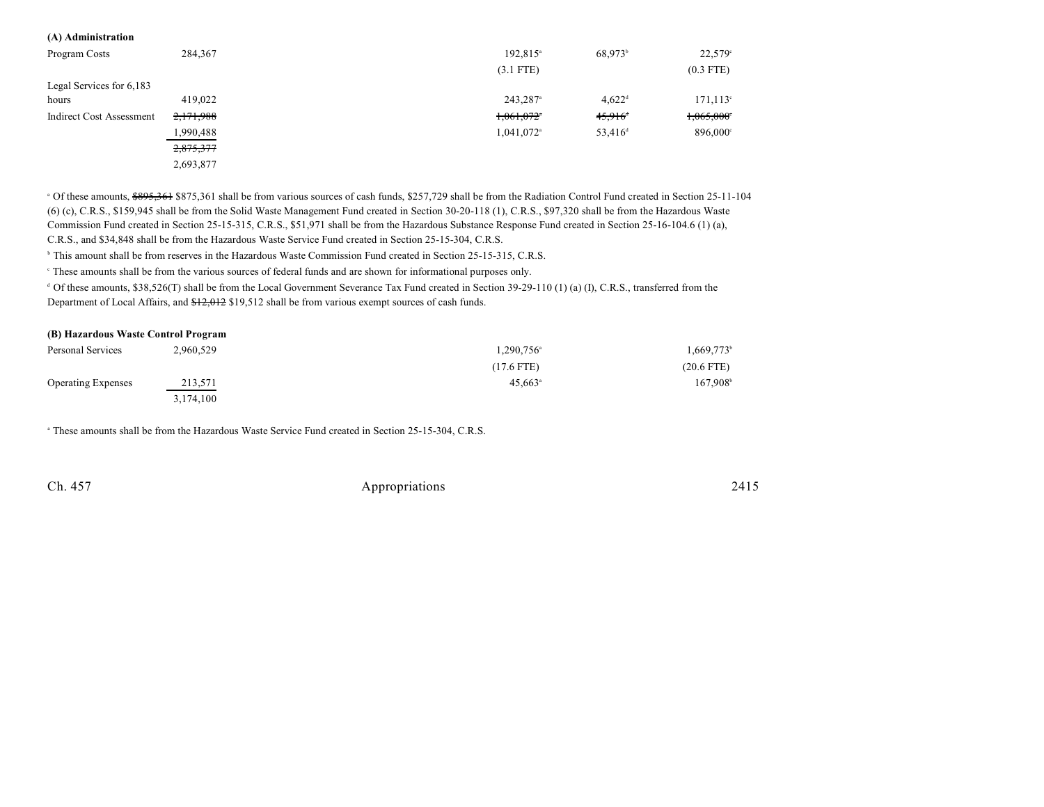**(A) Administration**

| | | | | | | |
|---|---|---|---|---|---|---|
| Program Costs | 284,367 | | 192,815[a] | 68,973[b] | 22,579[c] | |
| | | | (3.1 FTE) | | (0.3 FTE) | |
| Legal Services for 6,183 hours | 419,022 | | 243,287[a] | 4,622[d] | 171,113[c] | |
| Indirect Cost Assessment | ~~2,171,988~~ | | ~~1,061,072~~[a] | ~~45,916~~[d] | ~~1,065,000~~[c] | |
| | 1,990,488 | | 1,041,072[a] | 53,416[d] | 896,000[c] | |
| | ~~2,875,377~~ | | | | | |
| | 2,693,877 | | | | | |

[a] Of these amounts, ~~$895,361~~ $875,361 shall be from various sources of cash funds, $257,729 shall be from the Radiation Control Fund created in Section 25-11-104 (6) (c), C.R.S., $159,945 shall be from the Solid Waste Management Fund created in Section 30-20-118 (1), C.R.S., $97,320 shall be from the Hazardous Waste Commission Fund created in Section 25-15-315, C.R.S., $51,971 shall be from the Hazardous Substance Response Fund created in Section 25-16-104.6 (1) (a), C.R.S., and $34,848 shall be from the Hazardous Waste Service Fund created in Section 25-15-304, C.R.S.

[b] This amount shall be from reserves in the Hazardous Waste Commission Fund created in Section 25-15-315, C.R.S.

[c] These amounts shall be from the various sources of federal funds and are shown for informational purposes only.

[d] Of these amounts, $38,526(T) shall be from the Local Government Severance Tax Fund created in Section 39-29-110 (1) (a) (I), C.R.S., transferred from the Department of Local Affairs, and ~~$12,012~~ $19,512 shall be from various exempt sources of cash funds.

**(B) Hazardous Waste Control Program**

| | | | | | | |
|---|---|---|---|---|---|---|
| Personal Services | 2,960,529 | | 1,290,756[a] | | 1,669,773[b] | |
| | | | (17.6 FTE) | | (20.6 FTE) | |
| Operating Expenses | 213,571 | | 45,663[a] | | 167,908[b] | |
| | 3,174,100 | | | | | |

[a] These amounts shall be from the Hazardous Waste Service Fund created in Section 25-15-304, C.R.S.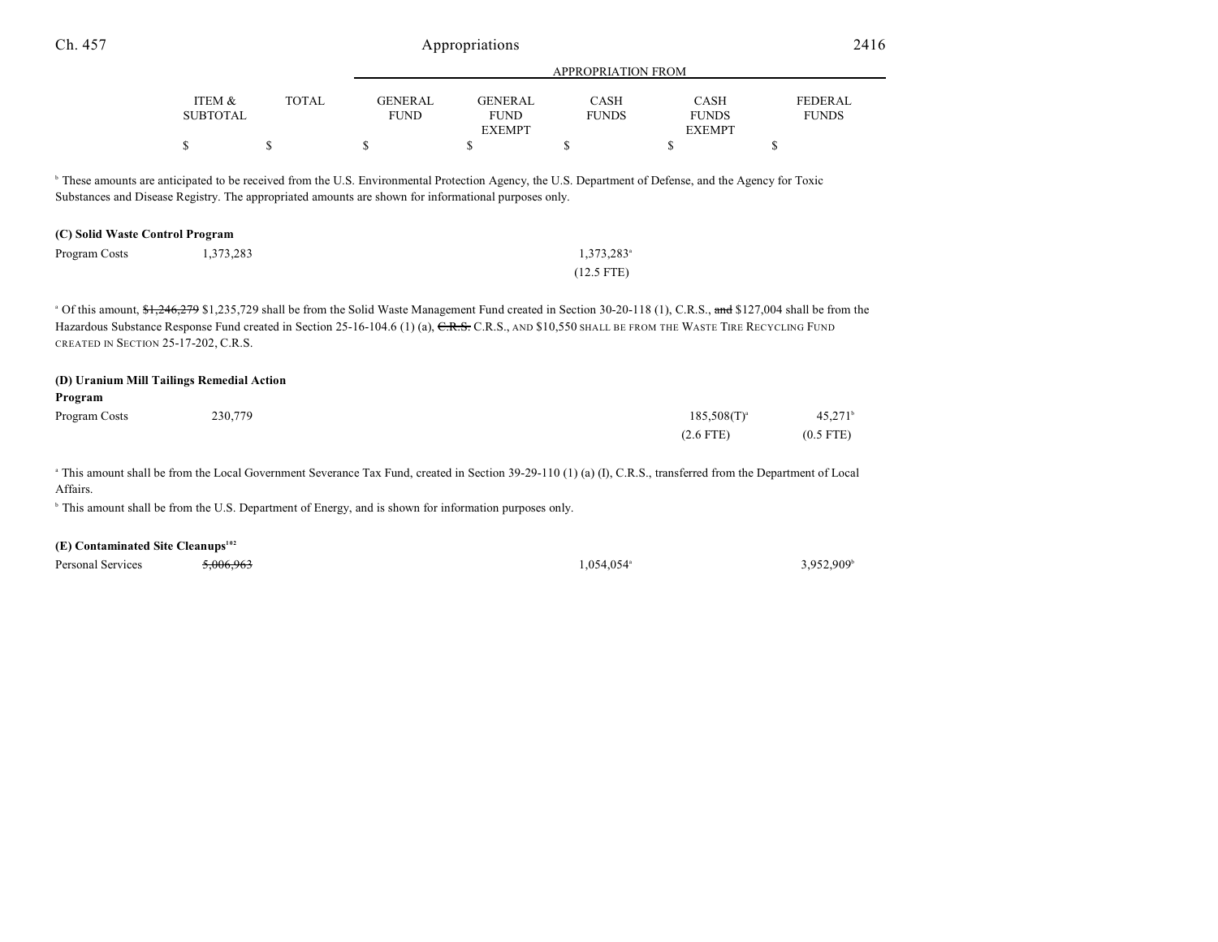| | ITEM & SUBTOTAL | TOTAL | GENERAL FUND | GENERAL FUND EXEMPT | CASH FUNDS | CASH FUNDS EXEMPT | FEDERAL FUNDS |
|---|---|---|---|---|---|---|---|
| | $ | $ | $ | $ | $ | $ | $ |

[b] These amounts are anticipated to be received from the U.S. Environmental Protection Agency, the U.S. Department of Defense, and the Agency for Toxic Substances and Disease Registry. The appropriated amounts are shown for informational purposes only.

**(C) Solid Waste Control Program**

| | ITEM & SUBTOTAL | TOTAL | GENERAL FUND | GENERAL FUND EXEMPT | CASH FUNDS | CASH FUNDS EXEMPT | FEDERAL FUNDS |
|---|---|---|---|---|---|---|---|
| Program Costs | 1,373,283 | | | | 1,373,283[a] | | |
| | | | | | (12.5 FTE) | | |

[a] Of this amount, ~~$1,246,279~~ $1,235,729 shall be from the Solid Waste Management Fund created in Section 30-20-118 (1), C.R.S., ~~and~~ $127,004 shall be from the Hazardous Substance Response Fund created in Section 25-16-104.6 (1) (a), ~~C.R.S.~~ C.R.S., AND $10,550 SHALL BE FROM THE WASTE TIRE RECYCLING FUND CREATED IN SECTION 25-17-202, C.R.S.

**(D) Uranium Mill Tailings Remedial Action Program**

| | ITEM & SUBTOTAL | TOTAL | GENERAL FUND | GENERAL FUND EXEMPT | CASH FUNDS | CASH FUNDS EXEMPT | FEDERAL FUNDS |
|---|---|---|---|---|---|---|---|
| Program Costs | 230,779 | | | | | 185,508(T)[a] | 45,271[b] |
| | | | | | | (2.6 FTE) | (0.5 FTE) |

[a] This amount shall be from the Local Government Severance Tax Fund, created in Section 39-29-110 (1) (a) (I), C.R.S., transferred from the Department of Local Affairs.

[b] This amount shall be from the U.S. Department of Energy, and is shown for information purposes only.

**(E) Contaminated Site Cleanups[102]**

| | ITEM & SUBTOTAL | TOTAL | GENERAL FUND | GENERAL FUND EXEMPT | CASH FUNDS | CASH FUNDS EXEMPT | FEDERAL FUNDS |
|---|---|---|---|---|---|---|---|
| Personal Services | ~~5,006,963~~ | | | | 1,054,054[a] | | 3,952,909[b] |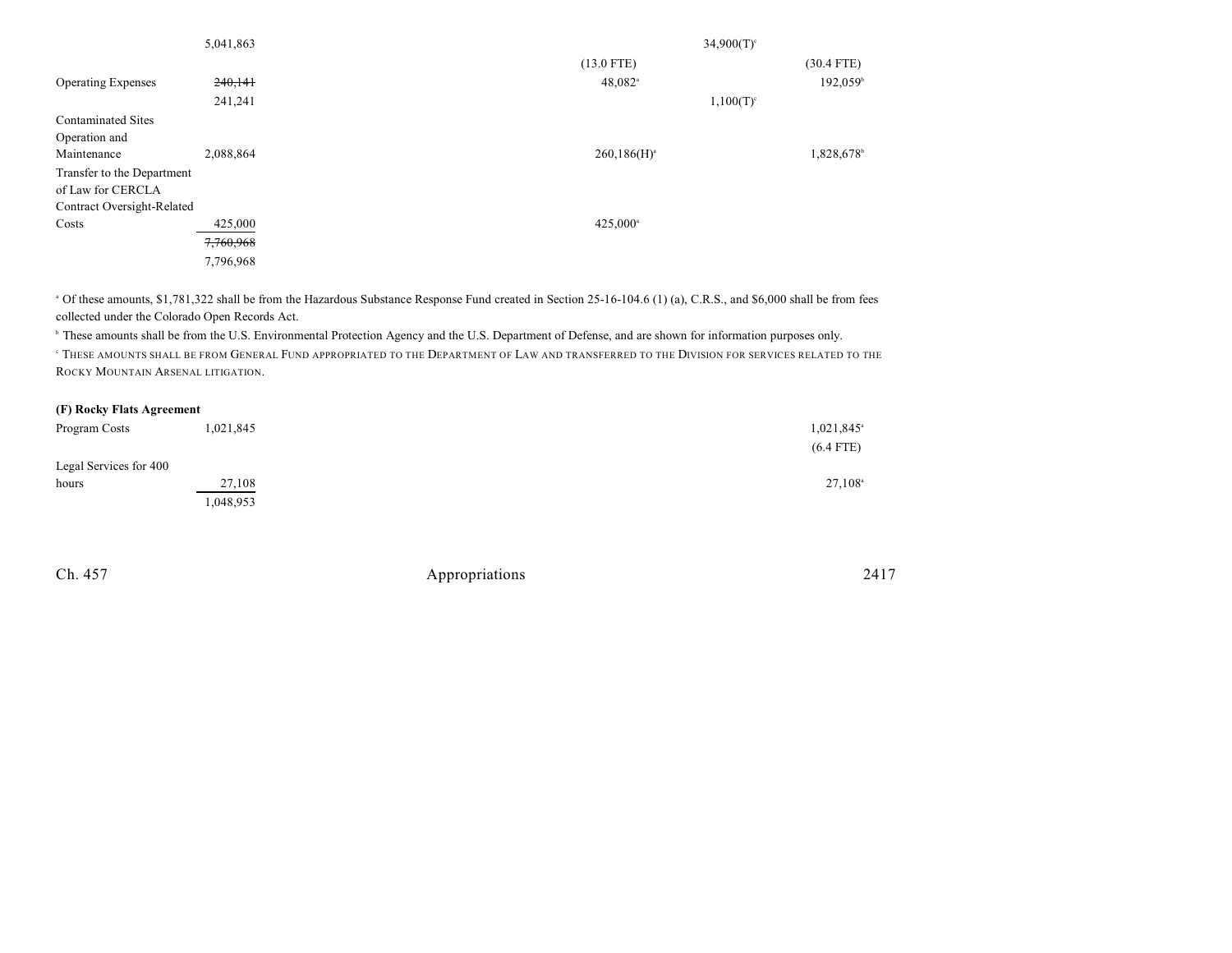| | Total | | | Cash Funds | Cash Funds Exempt | Federal Funds |
|---|---|---|---|---|---|---|
| | 5,041,863 | | | | 34,900(T)[c] | |
| | | | | (13.0 FTE) | | (30.4 FTE) |
| Operating Expenses | ~~240,141~~ | | | 48,082[a] | | 192,059[b] |
| | 241,241 | | | | 1,100(T)[c] | |
| Contaminated Sites Operation and Maintenance | 2,088,864 | | | 260,186(H)[a] | | 1,828,678[b] |
| Transfer to the Department of Law for CERCLA Contract Oversight-Related Costs | 425,000 | | | 425,000[a] | | |
| | ~~7,760,968~~ | | | | | |
| | 7,796,968 | | | | | |

[a] Of these amounts, $1,781,322 shall be from the Hazardous Substance Response Fund created in Section 25-16-104.6 (1) (a), C.R.S., and $6,000 shall be from fees collected under the Colorado Open Records Act.

[b] These amounts shall be from the U.S. Environmental Protection Agency and the U.S. Department of Defense, and are shown for information purposes only.

[c] THESE AMOUNTS SHALL BE FROM GENERAL FUND APPROPRIATED TO THE DEPARTMENT OF LAW AND TRANSFERRED TO THE DIVISION FOR SERVICES RELATED TO THE ROCKY MOUNTAIN ARSENAL LITIGATION.

**(F) Rocky Flats Agreement**

| | Total | | | | | Federal Funds |
|---|---|---|---|---|---|---|
| Program Costs | 1,021,845 | | | | | 1,021,845[a] |
| | | | | | | (6.4 FTE) |
| Legal Services for 400 hours | 27,108 | | | | | 27,108[a] |
| | 1,048,953 | | | | | |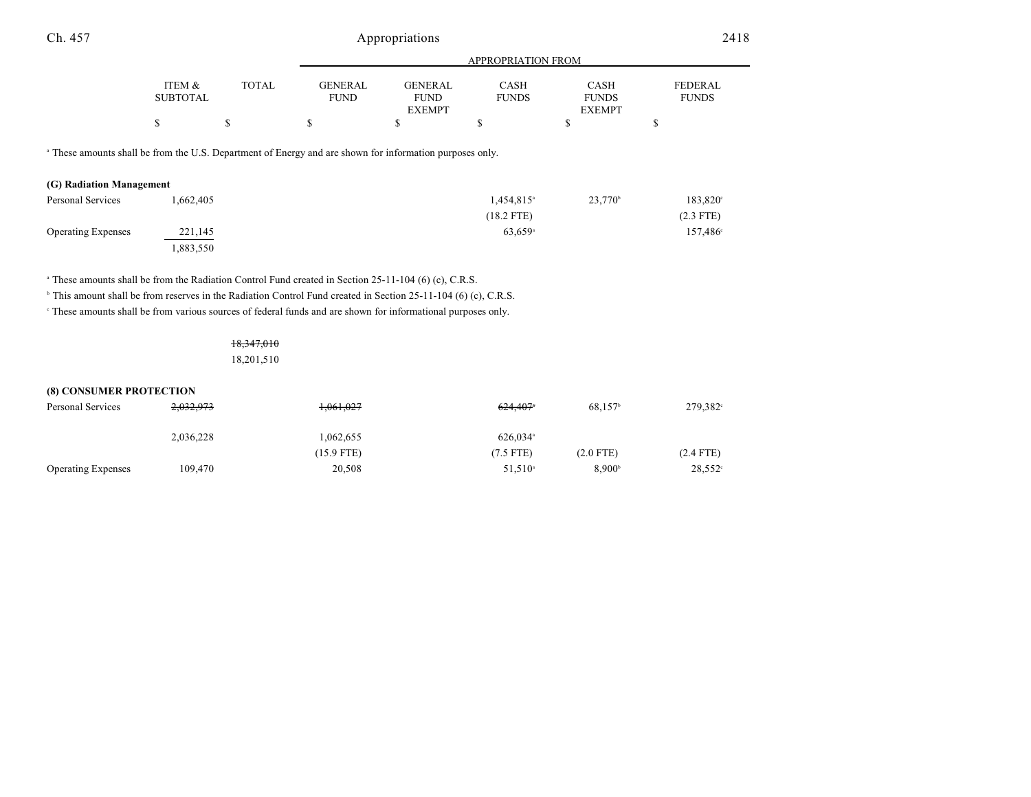| | ITEM & SUBTOTAL | TOTAL | GENERAL FUND | GENERAL FUND EXEMPT | CASH FUNDS | CASH FUNDS EXEMPT | FEDERAL FUNDS |
|---|---|---|---|---|---|---|---|
| | | | APPROPRIATION FROM | | | | |
| | $ | $ | $ | $ | $ | $ | $ |

[a] These amounts shall be from the U.S. Department of Energy and are shown for information purposes only.

| | ITEM & SUBTOTAL | TOTAL | GENERAL FUND | GENERAL FUND EXEMPT | CASH FUNDS | CASH FUNDS EXEMPT | FEDERAL FUNDS |
|---|---|---|---|---|---|---|---|
| **(G) Radiation Management** | | | | | | | |
| Personal Services | 1,662,405 | | | | 1,454,815[a] | 23,770[b] | 183,820[c] |
| | | | | | (18.2 FTE) | | (2.3 FTE) |
| Operating Expenses | 221,145 | | | | 63,659[a] | | 157,486[c] |
| | 1,883,550 | | | | | | |

[a] These amounts shall be from the Radiation Control Fund created in Section 25-11-104 (6) (c), C.R.S.

[b] This amount shall be from reserves in the Radiation Control Fund created in Section 25-11-104 (6) (c), C.R.S.

[c] These amounts shall be from various sources of federal funds and are shown for informational purposes only.

| | ITEM & SUBTOTAL | TOTAL | GENERAL FUND | GENERAL FUND EXEMPT | CASH FUNDS | CASH FUNDS EXEMPT | FEDERAL FUNDS |
|---|---|---|---|---|---|---|---|
| | | ~~18,347,010~~ | | | | | |
| | | 18,201,510 | | | | | |
| **(8) CONSUMER PROTECTION** | | | | | | | |
| Personal Services | ~~2,032,973~~ | | ~~1,061,027~~ | | ~~624,407~~[a] | 68,157[b] | 279,382[c] |
| | 2,036,228 | | 1,062,655 | | 626,034[a] | | |
| | | | (15.9 FTE) | | (7.5 FTE) | (2.0 FTE) | (2.4 FTE) |
| Operating Expenses | 109,470 | | 20,508 | | 51,510[a] | 8,900[b] | 28,552[c] |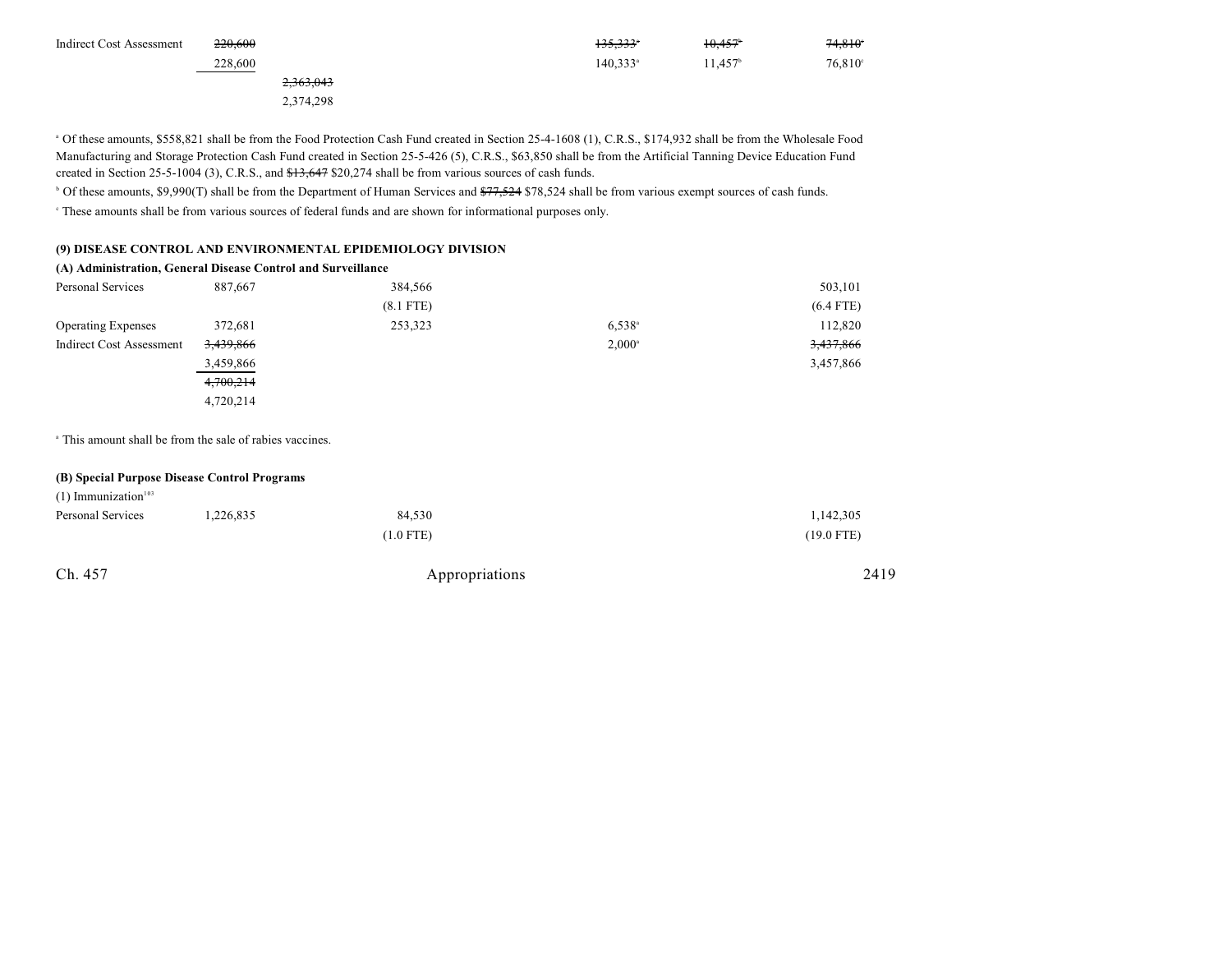| | | | | | | |
|---|---|---|---|---|---|---|
| Indirect Cost Assessment | ~~220,600~~ | | | ~~135,333~~[a] | ~~10,457~~[b] | ~~74,810~~[c] |
| | 228,600 | | | 140,333[a] | 11,457[b] | 76,810[c] |
| | | ~~2,363,043~~ | | | | |
| | | 2,374,298 | | | | |

[a] Of these amounts, $558,821 shall be from the Food Protection Cash Fund created in Section 25-4-1608 (1), C.R.S., $174,932 shall be from the Wholesale Food Manufacturing and Storage Protection Cash Fund created in Section 25-5-426 (5), C.R.S., $63,850 shall be from the Artificial Tanning Device Education Fund created in Section 25-5-1004 (3), C.R.S., and ~~$13,647~~ $20,274 shall be from various sources of cash funds.

[b] Of these amounts, $9,990(T) shall be from the Department of Human Services and ~~$77,524~~ $78,524 shall be from various exempt sources of cash funds.

[c] These amounts shall be from various sources of federal funds and are shown for informational purposes only.

**(9) DISEASE CONTROL AND ENVIRONMENTAL EPIDEMIOLOGY DIVISION**

**(A) Administration, General Disease Control and Surveillance**

| | | | | | |
|---|---|---|---|---|---|
| Personal Services | 887,667 | 384,566 | | | 503,101 |
| | | (8.1 FTE) | | | (6.4 FTE) |
| Operating Expenses | 372,681 | 253,323 | 6,538[a] | | 112,820 |
| Indirect Cost Assessment | ~~3,439,866~~ | | 2,000[a] | | ~~3,437,866~~ |
| | 3,459,866 | | | | 3,457,866 |
| | ~~4,700,214~~ | | | | |
| | 4,720,214 | | | | |

[a] This amount shall be from the sale of rabies vaccines.

**(B) Special Purpose Disease Control Programs**

(1) Immunization[103]

| | | | | | |
|---|---|---|---|---|---|
| Personal Services | 1,226,835 | 84,530 | | | 1,142,305 |
| | | (1.0 FTE) | | | (19.0 FTE) |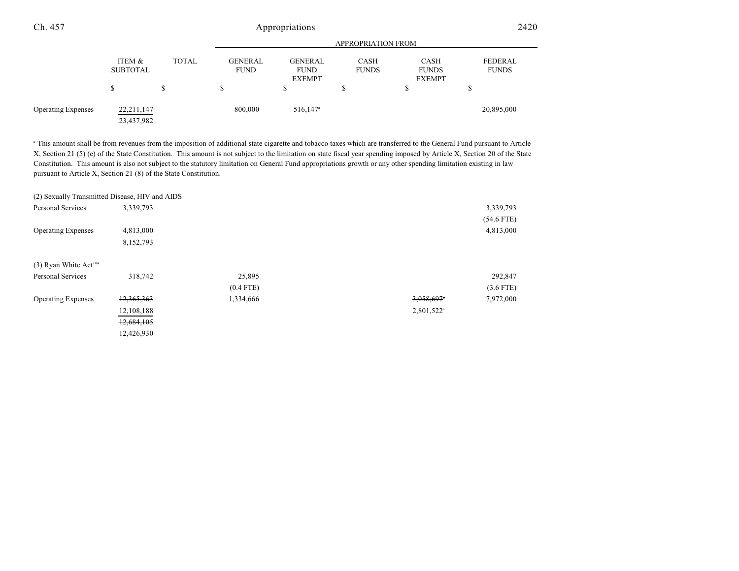| | ITEM & SUBTOTAL | TOTAL | GENERAL FUND | GENERAL FUND EXEMPT | CASH FUNDS | CASH FUNDS EXEMPT | FEDERAL FUNDS |
|---|---|---|---|---|---|---|---|
| | $ | $ | $ | $ | $ | $ | $ |
| Operating Expenses | 22,211,147 | | 800,000 | 516,147[a] | | | 20,895,000 |
| | 23,437,982 | | | | | | |

[a] This amount shall be from revenues from the imposition of additional state cigarette and tobacco taxes which are transferred to the General Fund pursuant to Article X, Section 21 (5) (e) of the State Constitution. This amount is not subject to the limitation on state fiscal year spending imposed by Article X, Section 20 of the State Constitution. This amount is also not subject to the statutory limitation on General Fund appropriations growth or any other spending limitation existing in law pursuant to Article X, Section 21 (8) of the State Constitution.

| | ITEM & SUBTOTAL | TOTAL | GENERAL FUND | GENERAL FUND EXEMPT | CASH FUNDS | CASH FUNDS EXEMPT | FEDERAL FUNDS |
|---|---|---|---|---|---|---|---|
| (2) Sexually Transmitted Disease, HIV and AIDS | | | | | | | |
| Personal Services | 3,339,793 | | | | | | 3,339,793 |
| | | | | | | | (54.6 FTE) |
| Operating Expenses | 4,813,000 | | | | | | 4,813,000 |
| | 8,152,793 | | | | | | |
| (3) Ryan White Act[104] | | | | | | | |
| Personal Services | 318,742 | | 25,895 | | | | 292,847 |
| | | | (0.4 FTE) | | | | (3.6 FTE) |
| Operating Expenses | ~~12,365,363~~ | | 1,334,666 | | | ~~3,058,697~~[a] | 7,972,000 |
| | 12,108,188 | | | | | 2,801,522[a] | |
| | ~~12,684,105~~ | | | | | | |
| | 12,426,930 | | | | | | |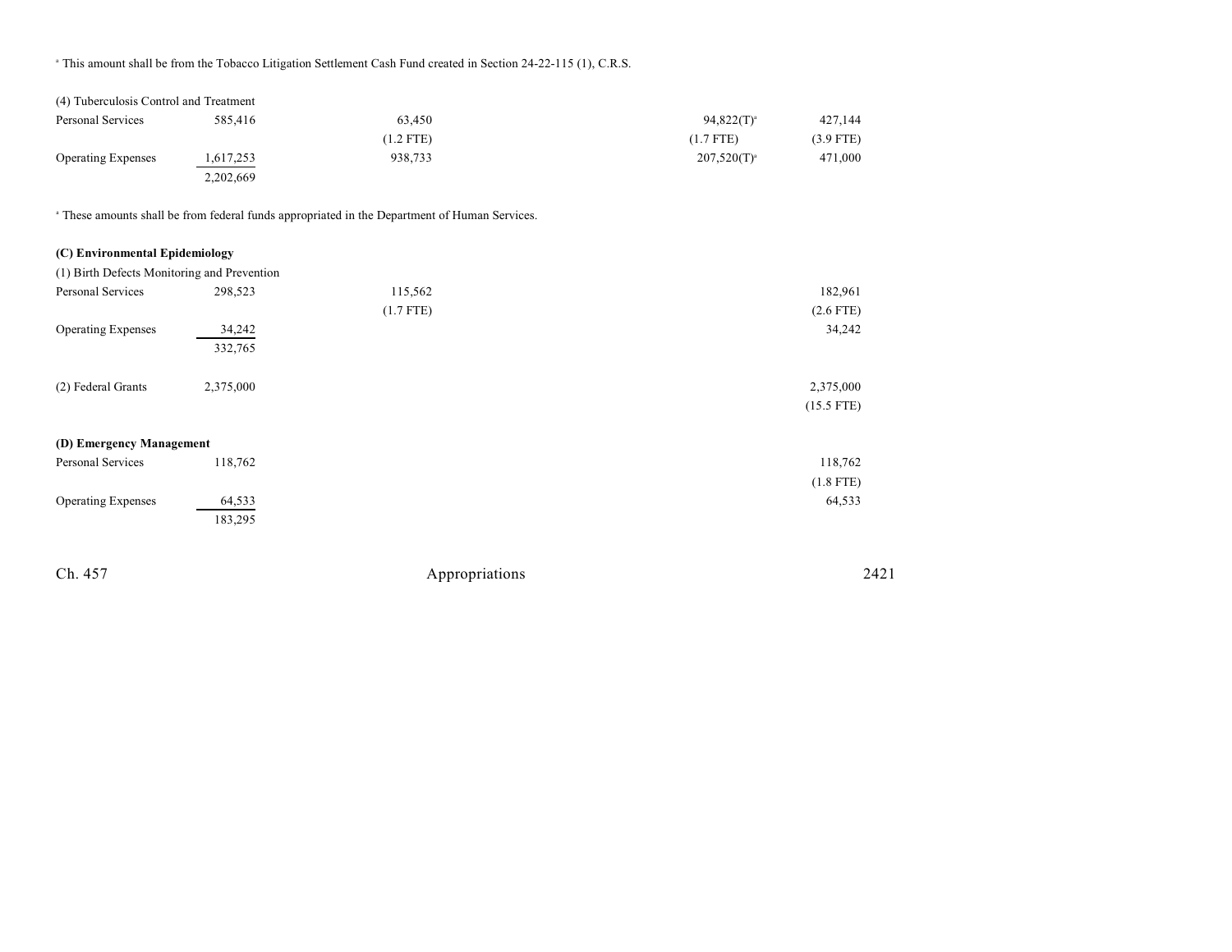[a] This amount shall be from the Tobacco Litigation Settlement Cash Fund created in Section 24-22-115 (1), C.R.S.

| | | | | | | |
|---|---|---|---|---|---|---|
| (4) Tuberculosis Control and Treatment | | | | | | |
| Personal Services | 585,416 | 63,450 | | | 94,822(T)[a] | 427,144 |
| | | (1.2 FTE) | | | (1.7 FTE) | (3.9 FTE) |
| Operating Expenses | 1,617,253 | 938,733 | | | 207,520(T)[a] | 471,000 |
| | 2,202,669 | | | | | |

[a] These amounts shall be from federal funds appropriated in the Department of Human Services.

| | | | | | | |
|---|---|---|---|---|---|---|
| **(C) Environmental Epidemiology** | | | | | | |
| (1) Birth Defects Monitoring and Prevention | | | | | | |
| Personal Services | 298,523 | 115,562 | | | | 182,961 |
| | | (1.7 FTE) | | | | (2.6 FTE) |
| Operating Expenses | 34,242 | | | | | 34,242 |
| | 332,765 | | | | | |
| (2) Federal Grants | 2,375,000 | | | | | 2,375,000 |
| | | | | | | (15.5 FTE) |
| **(D) Emergency Management** | | | | | | |
| Personal Services | 118,762 | | | | | 118,762 |
| | | | | | | (1.8 FTE) |
| Operating Expenses | 64,533 | | | | | 64,533 |
| | 183,295 | | | | | |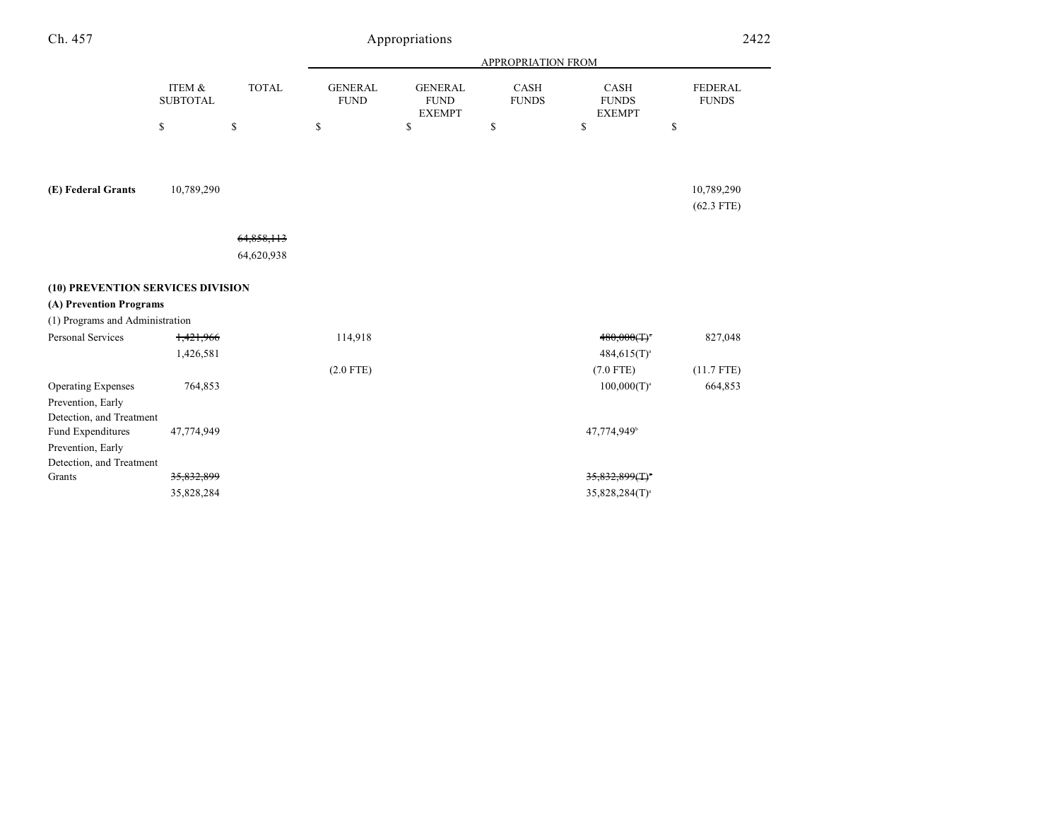| | ITEM & SUBTOTAL | TOTAL | APPROPRIATION FROM GENERAL FUND | GENERAL FUND EXEMPT | CASH FUNDS | CASH FUNDS EXEMPT | FEDERAL FUNDS |
|---|---|---|---|---|---|---|---|
| | $ | $ | $ | $ | $ | $ | $ |
| **(E) Federal Grants** | 10,789,290 | | | | | | 10,789,290 (62.3 FTE) |
| | | ~~64,858,113~~ 64,620,938 | | | | | |
| **(10) PREVENTION SERVICES DIVISION** | | | | | | | |
| **(A) Prevention Programs** | | | | | | | |
| (1) Programs and Administration | | | | | | | |
| Personal Services | ~~1,421,966~~ 1,426,581 | | 114,918 (2.0 FTE) | | | ~~480,000(T)[a]~~ 484,615(T)[a] (7.0 FTE) | 827,048 (11.7 FTE) |
| Operating Expenses | 764,853 | | | | | 100,000(T)[a] | 664,853 |
| Prevention, Early Detection, and Treatment Fund Expenditures | 47,774,949 | | | | | 47,774,949[b] | |
| Prevention, Early Detection, and Treatment Grants | ~~35,832,899~~ 35,828,284 | | | | | ~~35,832,899(T)[a]~~ 35,828,284(T)[a] | |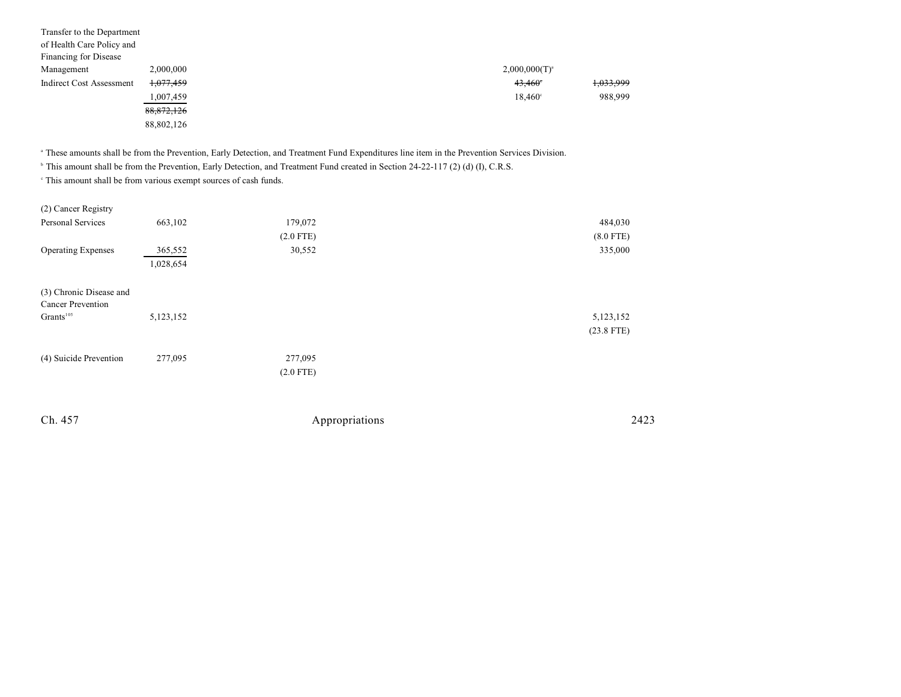| | Total | General Fund | Cash Funds | Cash Funds Exempt | Federal Funds |
|---|---|---|---|---|---|
| Transfer to the Department of Health Care Policy and Financing for Disease Management | 2,000,000 | | | 2,000,000(T)[a] | |
| Indirect Cost Assessment | ~~1,077,459~~ | | | ~~43,460~~[c] | ~~1,033,999~~ |
| | 1,007,459 | | | 18,460[c] | 988,999 |
| | ~~88,872,126~~ | | | | |
| | 88,802,126 | | | | |

[a] These amounts shall be from the Prevention, Early Detection, and Treatment Fund Expenditures line item in the Prevention Services Division.

[b] This amount shall be from the Prevention, Early Detection, and Treatment Fund created in Section 24-22-117 (2) (d) (I), C.R.S.

[c] This amount shall be from various exempt sources of cash funds.

| | Total | General Fund | Cash Funds | Cash Funds Exempt | Federal Funds |
|---|---|---|---|---|---|
| **(2) Cancer Registry** | | | | | |
| Personal Services | 663,102 | 179,072 | | | 484,030 |
| | | (2.0 FTE) | | | (8.0 FTE) |
| Operating Expenses | 365,552 | 30,552 | | | 335,000 |
| | 1,028,654 | | | | |
| | | | | | |
| **(3) Chronic Disease and Cancer Prevention Grants**[105] | 5,123,152 | | | | 5,123,152 |
| | | | | | (23.8 FTE) |
| | | | | | |
| **(4) Suicide Prevention** | 277,095 | 277,095 | | | |
| | | (2.0 FTE) | | | |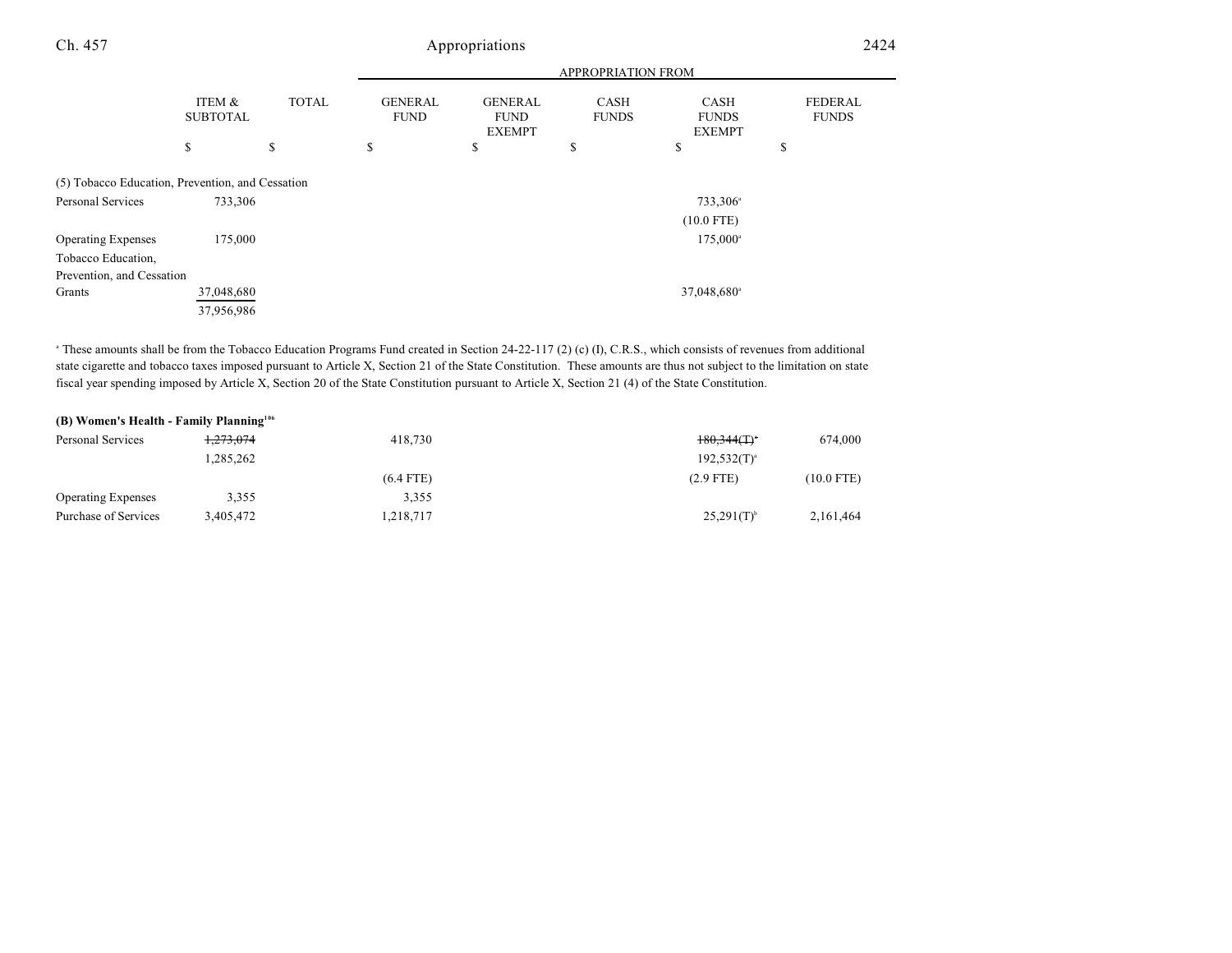| | ITEM & SUBTOTAL | TOTAL | APPROPRIATION FROM GENERAL FUND | GENERAL FUND EXEMPT | CASH FUNDS | CASH FUNDS EXEMPT | FEDERAL FUNDS |
|---|---|---|---|---|---|---|---|
| | $ | $ | $ | $ | $ | $ | $ |
| (5) Tobacco Education, Prevention, and Cessation | | | | | | | |
| Personal Services | 733,306 | | | | | 733,306[a] | |
| | | | | | | (10.0 FTE) | |
| Operating Expenses | 175,000 | | | | | 175,000[a] | |
| Tobacco Education, Prevention, and Cessation Grants | 37,048,680 | | | | | 37,048,680[a] | |
| | 37,956,986 | | | | | | |

[a] These amounts shall be from the Tobacco Education Programs Fund created in Section 24-22-117 (2) (c) (I), C.R.S., which consists of revenues from additional state cigarette and tobacco taxes imposed pursuant to Article X, Section 21 of the State Constitution. These amounts are thus not subject to the limitation on state fiscal year spending imposed by Article X, Section 20 of the State Constitution pursuant to Article X, Section 21 (4) of the State Constitution.

**(B) Women's Health - Family Planning**[106]

| | ITEM & SUBTOTAL | TOTAL | GENERAL FUND | GENERAL FUND EXEMPT | CASH FUNDS | CASH FUNDS EXEMPT | FEDERAL FUNDS |
|---|---|---|---|---|---|---|---|
| Personal Services | ~~1,273,074~~ | | 418,730 | | | ~~180,344(T)~~[a] | 674,000 |
| | 1,285,262 | | | | | 192,532(T)[a] | |
| | | | (6.4 FTE) | | | (2.9 FTE) | (10.0 FTE) |
| Operating Expenses | 3,355 | | 3,355 | | | | |
| Purchase of Services | 3,405,472 | | 1,218,717 | | | 25,291(T)[b] | 2,161,464 |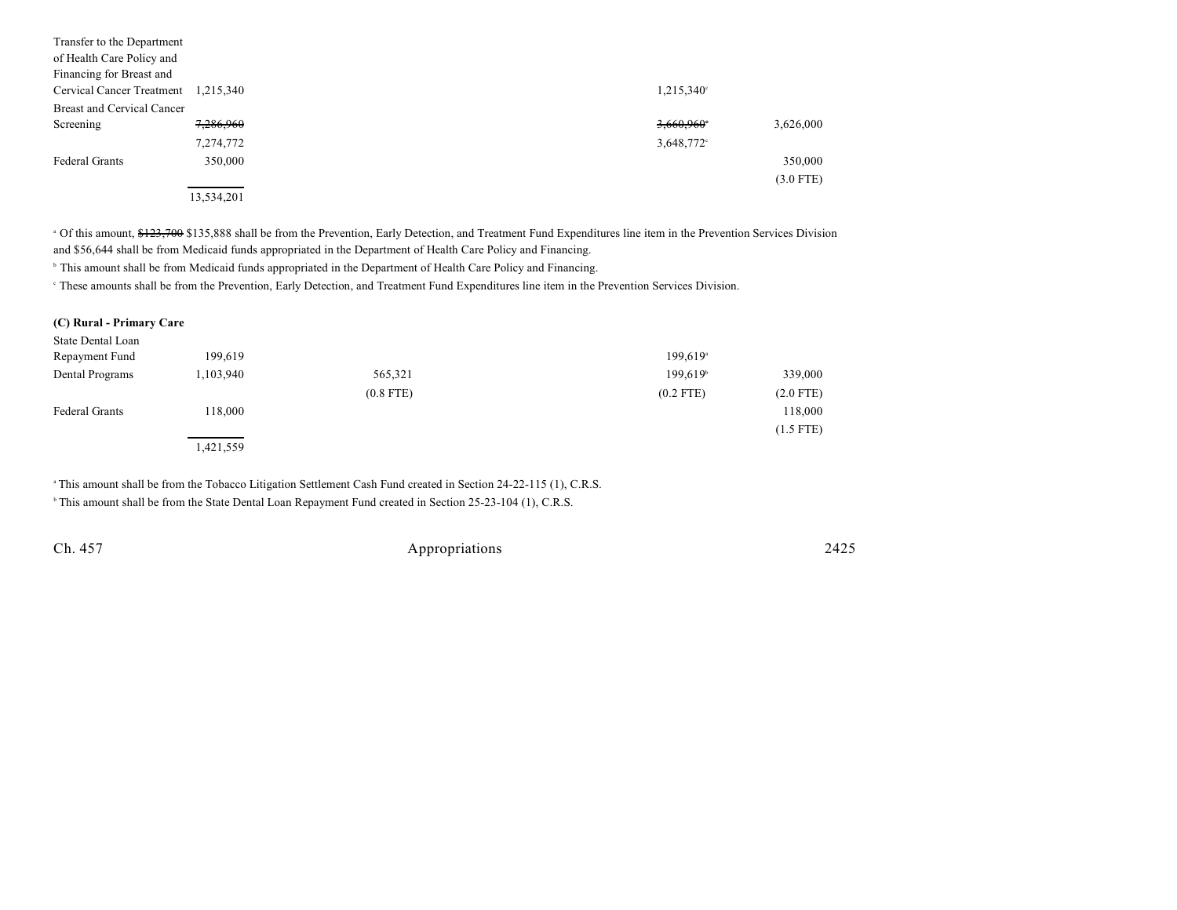| | | | | |
|---|---|---|---|---|
| Transfer to the Department of Health Care Policy and Financing for Breast and Cervical Cancer Treatment | 1,215,340 | | 1,215,340[c] | |
| Breast and Cervical Cancer Screening | ~~7,286,960~~ | | ~~3,660,960~~[c] | 3,626,000 |
| | 7,274,772 | | 3,648,772[c] | |
| Federal Grants | 350,000 | | | 350,000 |
| | | | | (3.0 FTE) |
| | 13,534,201 | | | |

[a] Of this amount, ~~$123,700~~ $135,888 shall be from the Prevention, Early Detection, and Treatment Fund Expenditures line item in the Prevention Services Division and $56,644 shall be from Medicaid funds appropriated in the Department of Health Care Policy and Financing.

[b] This amount shall be from Medicaid funds appropriated in the Department of Health Care Policy and Financing.

[c] These amounts shall be from the Prevention, Early Detection, and Treatment Fund Expenditures line item in the Prevention Services Division.

**(C) Rural - Primary Care**

| | | | | |
|---|---|---|---|---|
| State Dental Loan Repayment Fund | 199,619 | | 199,619[a] | |
| Dental Programs | 1,103,940 | 565,321 | 199,619[b] | 339,000 |
| | | (0.8 FTE) | (0.2 FTE) | (2.0 FTE) |
| Federal Grants | 118,000 | | | 118,000 |
| | | | | (1.5 FTE) |
| | 1,421,559 | | | |

[a] This amount shall be from the Tobacco Litigation Settlement Cash Fund created in Section 24-22-115 (1), C.R.S.

[b] This amount shall be from the State Dental Loan Repayment Fund created in Section 25-23-104 (1), C.R.S.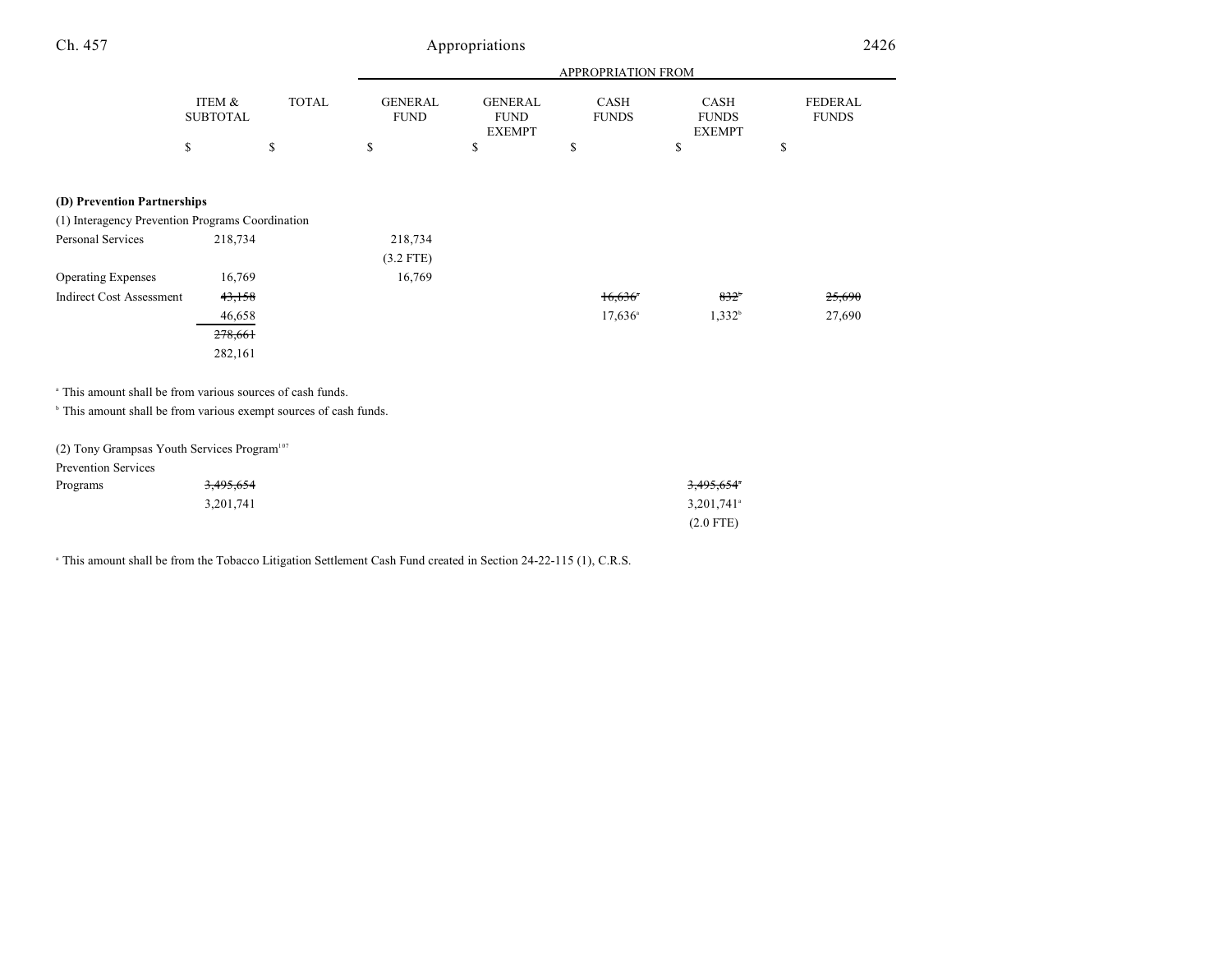| | ITEM & SUBTOTAL | TOTAL | APPROPRIATION FROM GENERAL FUND | GENERAL FUND EXEMPT | CASH FUNDS | CASH FUNDS EXEMPT | FEDERAL FUNDS |
|---|---|---|---|---|---|---|---|
| | $ | $ | $ | $ | $ | $ | $ |
| **(D) Prevention Partnerships** | | | | | | | |
| (1) Interagency Prevention Programs Coordination | | | | | | | |
| Personal Services | 218,734 | | 218,734 | | | | |
| | | | (3.2 FTE) | | | | |
| Operating Expenses | 16,769 | | 16,769 | | | | |
| Indirect Cost Assessment | ~~43,158~~ | | | | ~~16,636~~[a] | ~~832~~[b] | ~~25,690~~ |
| | 46,658 | | | | 17,636[a] | 1,332[b] | 27,690 |
| | ~~278,661~~ | | | | | | |
| | 282,161 | | | | | | |

[a] This amount shall be from various sources of cash funds.

[b] This amount shall be from various exempt sources of cash funds.

| | ITEM & SUBTOTAL | TOTAL | GENERAL FUND | GENERAL FUND EXEMPT | CASH FUNDS | CASH FUNDS EXEMPT | FEDERAL FUNDS |
|---|---|---|---|---|---|---|---|
| (2) Tony Grampsas Youth Services Program[107] | | | | | | | |
| Prevention Services Programs | ~~3,495,654~~ | | | | | ~~3,495,654~~[a] | |
| | 3,201,741 | | | | | 3,201,741[a] | |
| | | | | | | (2.0 FTE) | |

[a] This amount shall be from the Tobacco Litigation Settlement Cash Fund created in Section 24-22-115 (1), C.R.S.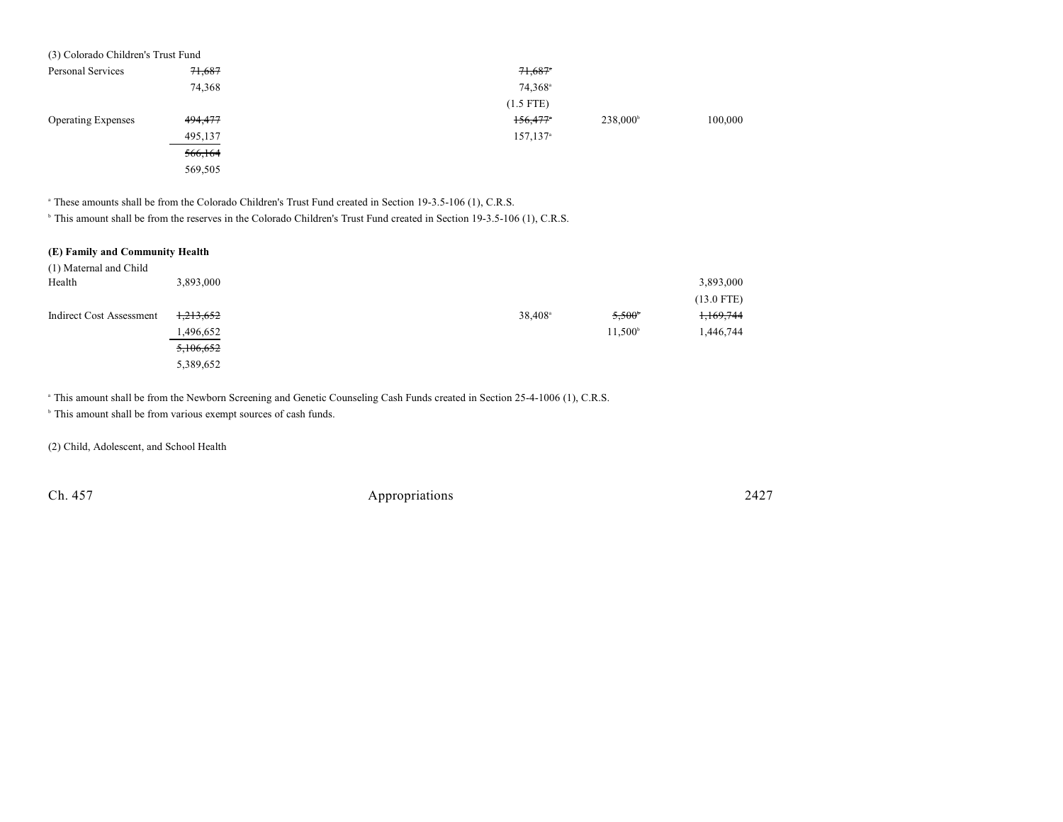(3) Colorado Children's Trust Fund

| | | | | | | |
|---|---|---|---|---|---|---|
| Personal Services | ~~71,687~~ | | | ~~71,687~~[a] | | |
| | 74,368 | | | 74,368[a] | | |
| | | | | (1.5 FTE) | | |
| Operating Expenses | ~~494,477~~ | | | ~~156,477~~[a] | 238,000[b] | 100,000 |
| | 495,137 | | | 157,137[a] | | |
| | ~~566,164~~ | | | | | |
| | 569,505 | | | | | |

[a] These amounts shall be from the Colorado Children's Trust Fund created in Section 19-3.5-106 (1), C.R.S.

[b] This amount shall be from the reserves in the Colorado Children's Trust Fund created in Section 19-3.5-106 (1), C.R.S.

**(E) Family and Community Health**

(1) Maternal and Child

| | | | | | | |
|---|---|---|---|---|---|---|
| Health | 3,893,000 | | | | | 3,893,000 |
| | | | | | | (13.0 FTE) |
| Indirect Cost Assessment | ~~1,213,652~~ | | | 38,408[a] | ~~5,500~~[b] | ~~1,169,744~~ |
| | 1,496,652 | | | | 11,500[b] | 1,446,744 |
| | ~~5,106,652~~ | | | | | |
| | 5,389,652 | | | | | |

[a] This amount shall be from the Newborn Screening and Genetic Counseling Cash Funds created in Section 25-4-1006 (1), C.R.S.

[b] This amount shall be from various exempt sources of cash funds.

(2) Child, Adolescent, and School Health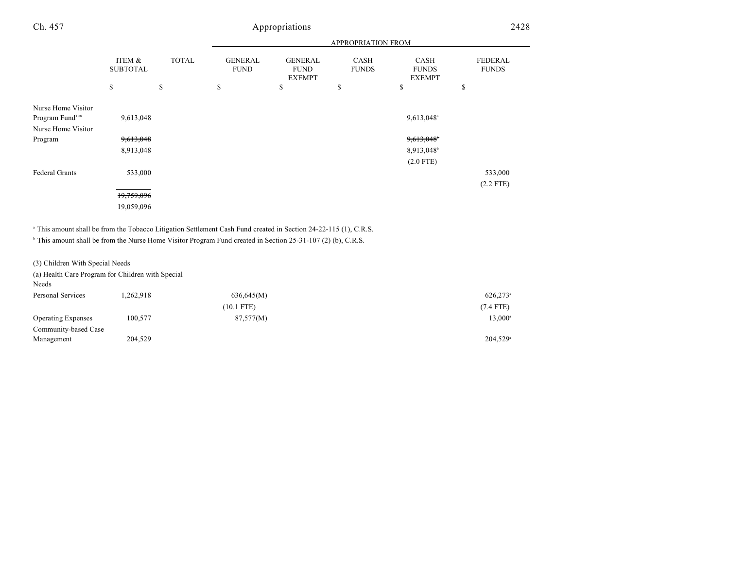| | ITEM & SUBTOTAL | TOTAL | APPROPRIATION FROM GENERAL FUND | GENERAL FUND EXEMPT | CASH FUNDS | CASH FUNDS EXEMPT | FEDERAL FUNDS |
|---|---|---|---|---|---|---|---|
| | $ | $ | $ | $ | $ | $ | $ |
| Nurse Home Visitor Program Fund[108] | 9,613,048 | | | | | 9,613,048[a] | |
| Nurse Home Visitor Program | ~~9,613,048~~ 8,913,048 | | | | | ~~9,613,048[b]~~ 8,913,048[b] (2.0 FTE) | |
| Federal Grants | 533,000 | | | | | | 533,000 (2.2 FTE) |
| | ~~19,759,096~~ 19,059,096 | | | | | | |

[a] This amount shall be from the Tobacco Litigation Settlement Cash Fund created in Section 24-22-115 (1), C.R.S.

[b] This amount shall be from the Nurse Home Visitor Program Fund created in Section 25-31-107 (2) (b), C.R.S.

(3) Children With Special Needs

(a) Health Care Program for Children with Special Needs

| | ITEM & SUBTOTAL | TOTAL | GENERAL FUND | GENERAL FUND EXEMPT | CASH FUNDS | CASH FUNDS EXEMPT | FEDERAL FUNDS |
|---|---|---|---|---|---|---|---|
| Personal Services | 1,262,918 | | 636,645(M) (10.1 FTE) | | | | 626,273[a] (7.4 FTE) |
| Operating Expenses | 100,577 | | 87,577(M) | | | | 13,000[a] |
| Community-based Case Management | 204,529 | | | | | | 204,529[a] |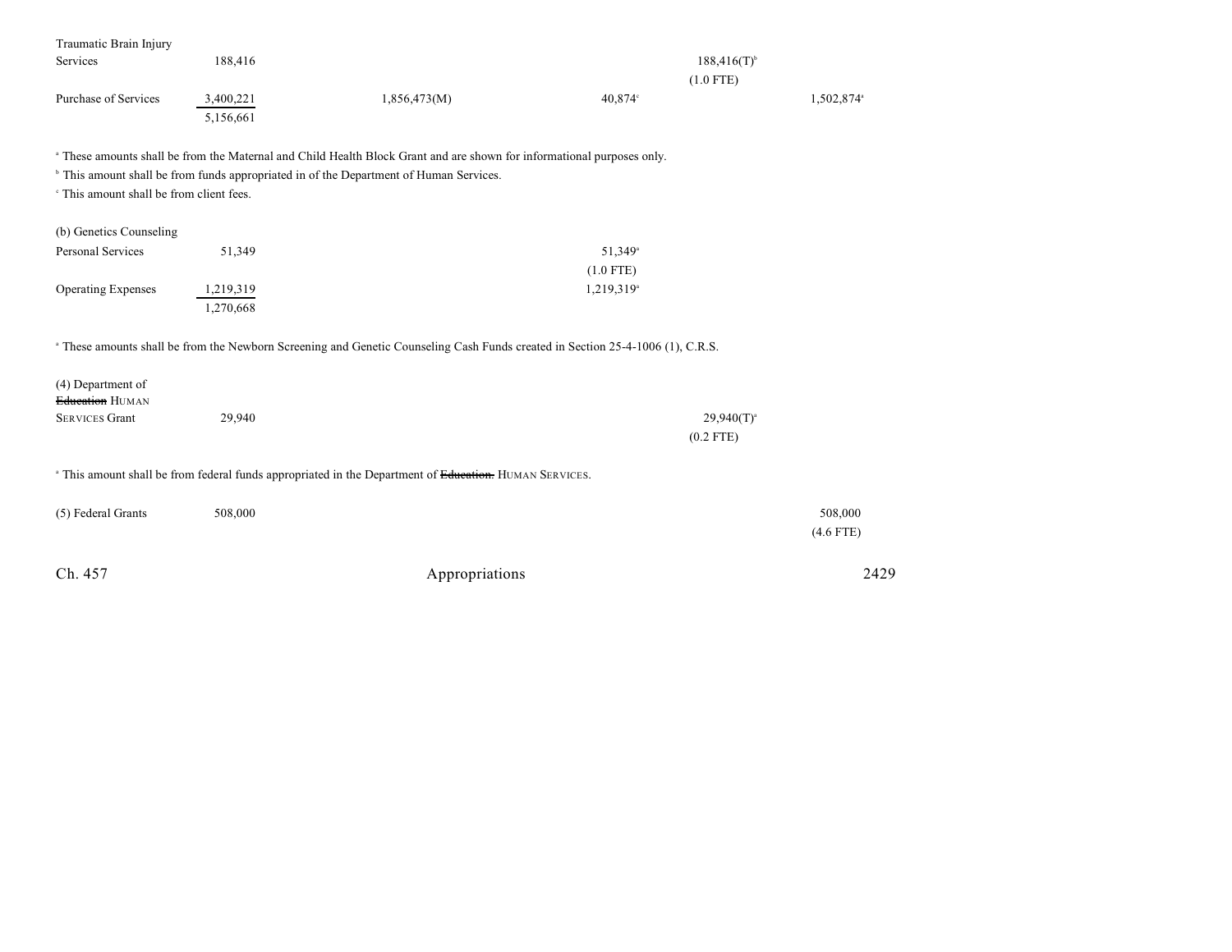| | | | | | |
|---|---|---|---|---|---|
| Traumatic Brain Injury Services | 188,416 | | | 188,416(T)[b] (1.0 FTE) | |
| Purchase of Services | 3,400,221 | 1,856,473(M) | 40,874[c] | | 1,502,874[a] |
| | 5,156,661 | | | | |

[a] These amounts shall be from the Maternal and Child Health Block Grant and are shown for informational purposes only.
[b] This amount shall be from funds appropriated in of the Department of Human Services.
[c] This amount shall be from client fees.

| | | | | | |
|---|---|---|---|---|---|
| (b) Genetics Counseling | | | | | |
| Personal Services | 51,349 | | 51,349[a] (1.0 FTE) | | |
| Operating Expenses | 1,219,319 | | 1,219,319[a] | | |
| | 1,270,668 | | | | |

[a] These amounts shall be from the Newborn Screening and Genetic Counseling Cash Funds created in Section 25-4-1006 (1), C.R.S.

| | | | | | |
|---|---|---|---|---|---|
| (4) Department of ~~Education~~ HUMAN SERVICES Grant | 29,940 | | | 29,940(T)[a] (0.2 FTE) | |

[a] This amount shall be from federal funds appropriated in the Department of ~~Education.~~ HUMAN SERVICES.

| | | | | | |
|---|---|---|---|---|---|
| (5) Federal Grants | 508,000 | | | | 508,000 (4.6 FTE) |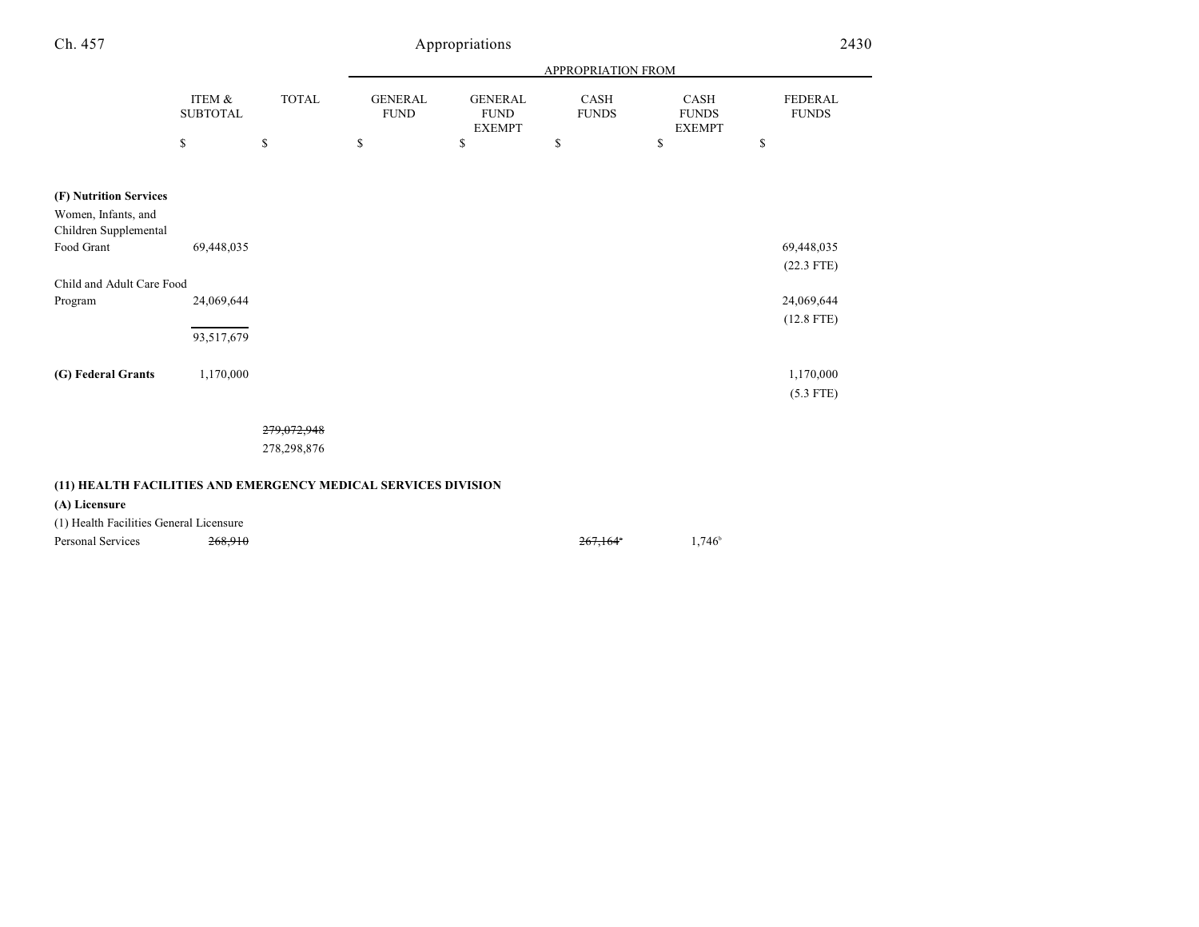| | ITEM & SUBTOTAL | TOTAL | GENERAL FUND | GENERAL FUND EXEMPT | CASH FUNDS | CASH FUNDS EXEMPT | FEDERAL FUNDS |
|---|---|---|---|---|---|---|---|
| | | | APPROPRIATION FROM | | | | |
| | $ | $ | $ | $ | $ | $ | $ |
| **(F) Nutrition Services** | | | | | | | |
| Women, Infants, and Children Supplemental Food Grant | 69,448,035 | | | | | | 69,448,035 (22.3 FTE) |
| Child and Adult Care Food Program | 24,069,644 | | | | | | 24,069,644 (12.8 FTE) |
| | 93,517,679 | | | | | | |
| **(G) Federal Grants** | 1,170,000 | | | | | | 1,170,000 (5.3 FTE) |
| | | ~~279,072,948~~ 278,298,876 | | | | | |

**(11) HEALTH FACILITIES AND EMERGENCY MEDICAL SERVICES DIVISION**

**(A) Licensure**

| | ITEM & SUBTOTAL | TOTAL | GENERAL FUND | GENERAL FUND EXEMPT | CASH FUNDS | CASH FUNDS EXEMPT | FEDERAL FUNDS |
|---|---|---|---|---|---|---|---|
| (1) Health Facilities General Licensure | | | | | | | |
| Personal Services | ~~268,910~~ | | | | ~~267,164~~[a] | 1,746[b] | |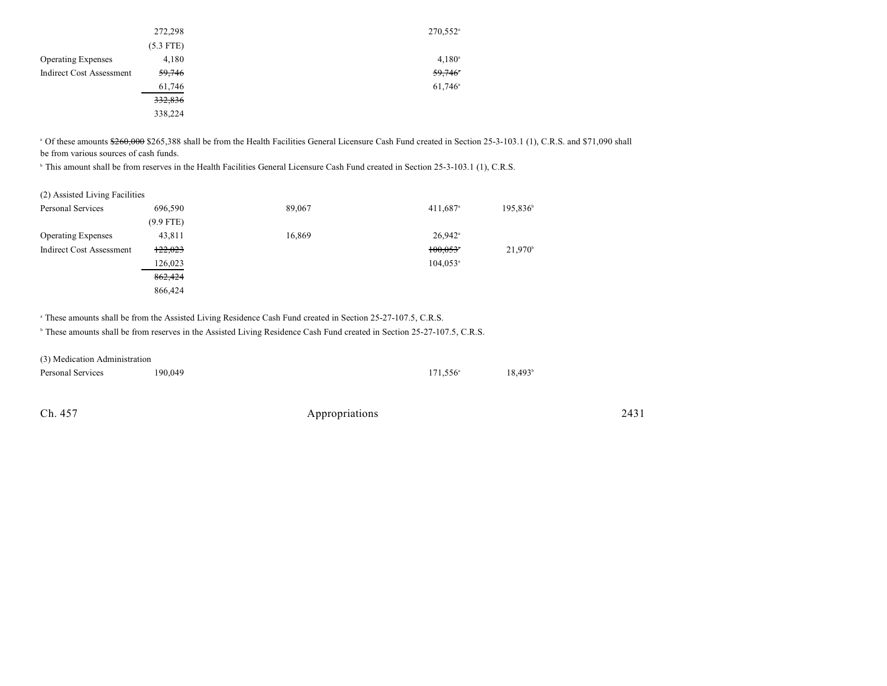| | | | | |
|---|---|---|---|---|
| | 272,298 | | 270,552[a] | |
| | (5.3 FTE) | | | |
| Operating Expenses | 4,180 | | 4,180[a] | |
| Indirect Cost Assessment | ~~59,746~~ | | ~~59,746~~[a] | |
| | 61,746 | | 61,746[a] | |
| | ~~332,836~~ | | | |
| | 338,224 | | | |

[a] Of these amounts ~~$260,000~~ $265,388 shall be from the Health Facilities General Licensure Cash Fund created in Section 25-3-103.1 (1), C.R.S. and $71,090 shall be from various sources of cash funds.

[b] This amount shall be from reserves in the Health Facilities General Licensure Cash Fund created in Section 25-3-103.1 (1), C.R.S.

| (2) Assisted Living Facilities | | | | |
|---|---|---|---|---|
| Personal Services | 696,590 | 89,067 | 411,687[a] | 195,836[b] |
| | (9.9 FTE) | | | |
| Operating Expenses | 43,811 | 16,869 | 26,942[a] | |
| Indirect Cost Assessment | ~~122,023~~ | | ~~100,053~~[a] | 21,970[b] |
| | 126,023 | | 104,053[a] | |
| | ~~862,424~~ | | | |
| | 866,424 | | | |

[a] These amounts shall be from the Assisted Living Residence Cash Fund created in Section 25-27-107.5, C.R.S.

[b] These amounts shall be from reserves in the Assisted Living Residence Cash Fund created in Section 25-27-107.5, C.R.S.

| (3) Medication Administration | | | | |
|---|---|---|---|---|
| Personal Services | 190,049 | | 171,556[a] | 18,493[b] |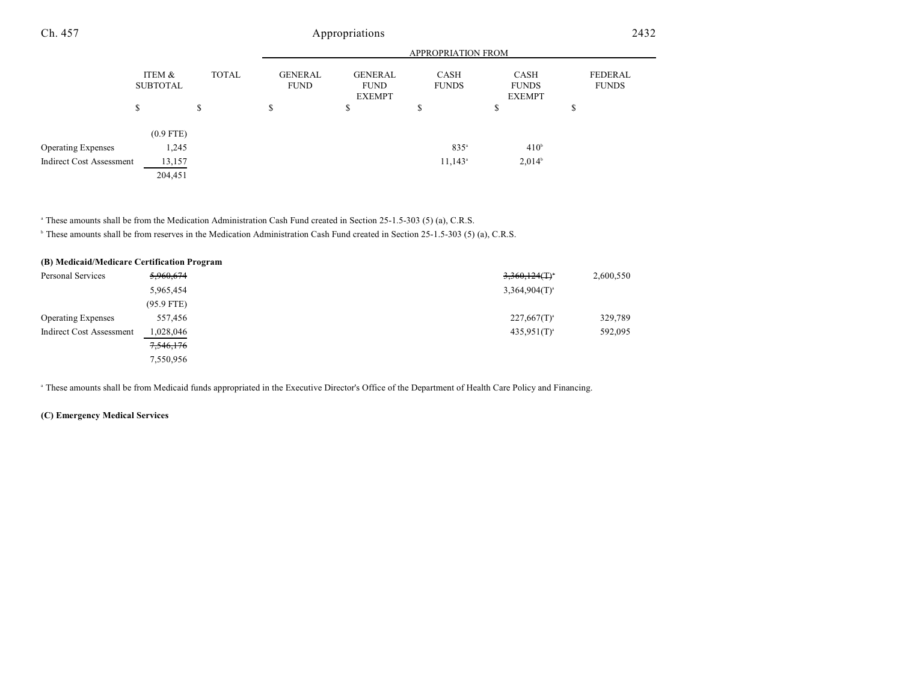| | ITEM & SUBTOTAL | TOTAL | APPROPRIATION FROM GENERAL FUND | GENERAL FUND EXEMPT | CASH FUNDS | CASH FUNDS EXEMPT | FEDERAL FUNDS |
|---|---|---|---|---|---|---|---|
| | $ | $ | $ | $ | $ | $ | $ |
| | (0.9 FTE) | | | | | | |
| Operating Expenses | 1,245 | | | | 835[a] | 410[b] | |
| Indirect Cost Assessment | 13,157 | | | | 11,143[a] | 2,014[b] | |
| | 204,451 | | | | | | |

[a] These amounts shall be from the Medication Administration Cash Fund created in Section 25-1.5-303 (5) (a), C.R.S.

[b] These amounts shall be from reserves in the Medication Administration Cash Fund created in Section 25-1.5-303 (5) (a), C.R.S.

**(B) Medicaid/Medicare Certification Program**

| | ITEM & SUBTOTAL | TOTAL | GENERAL FUND | GENERAL FUND EXEMPT | CASH FUNDS | CASH FUNDS EXEMPT | FEDERAL FUNDS |
|---|---|---|---|---|---|---|---|
| Personal Services | ~~5,960,674~~ | | | | | ~~3,360,124(T)[a]~~ | 2,600,550 |
| | 5,965,454 | | | | | 3,364,904(T)[a] | |
| | (95.9 FTE) | | | | | | |
| Operating Expenses | 557,456 | | | | | 227,667(T)[a] | 329,789 |
| Indirect Cost Assessment | 1,028,046 | | | | | 435,951(T)[a] | 592,095 |
| | ~~7,546,176~~ | | | | | | |
| | 7,550,956 | | | | | | |

[a] These amounts shall be from Medicaid funds appropriated in the Executive Director's Office of the Department of Health Care Policy and Financing.

**(C) Emergency Medical Services**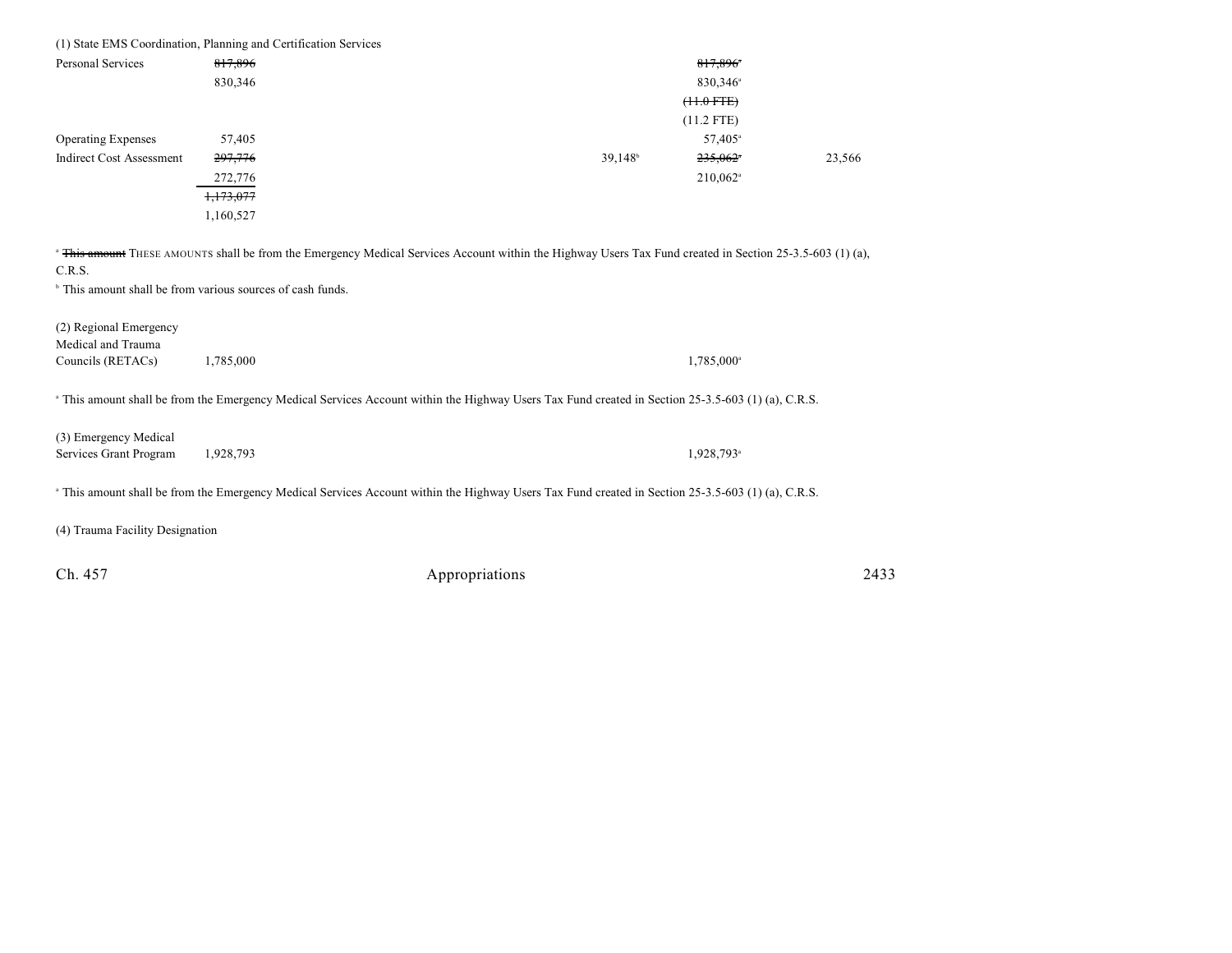(1) State EMS Coordination, Planning and Certification Services

| | Total | | | Cash Funds | | Reappropriated Funds |
|---|---|---|---|---|---|---|
| Personal Services | ~~817,896~~ | | | | ~~817,896~~[a] | |
| | 830,346 | | | | 830,346[a] | |
| | | | | | ~~(11.0 FTE)~~ | |
| | | | | | (11.2 FTE) | |
| Operating Expenses | 57,405 | | | | 57,405[a] | |
| Indirect Cost Assessment | ~~297,776~~ | | | 39,148[b] | ~~235,062~~[a] | 23,566 |
| | 272,776 | | | | 210,062[a] | |
| | ~~1,173,077~~ | | | | | |
| | 1,160,527 | | | | | |

[a] ~~This amount~~ THESE AMOUNTS shall be from the Emergency Medical Services Account within the Highway Users Tax Fund created in Section 25-3.5-603 (1) (a), C.R.S.

[b] This amount shall be from various sources of cash funds.

| | | |
|---|---|---|
| (2) Regional Emergency Medical and Trauma Councils (RETACs) | 1,785,000 | 1,785,000[a] |

[a] This amount shall be from the Emergency Medical Services Account within the Highway Users Tax Fund created in Section 25-3.5-603 (1) (a), C.R.S.

| | | |
|---|---|---|
| (3) Emergency Medical Services Grant Program | 1,928,793 | 1,928,793[a] |

[a] This amount shall be from the Emergency Medical Services Account within the Highway Users Tax Fund created in Section 25-3.5-603 (1) (a), C.R.S.

(4) Trauma Facility Designation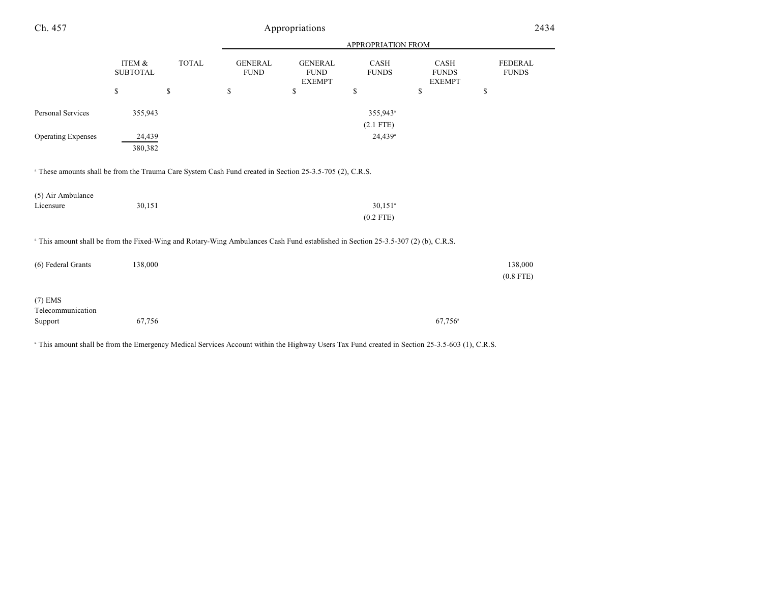| | ITEM & SUBTOTAL | TOTAL | APPROPRIATION FROM | | | | |
|---|---|---|---|---|---|---|---|
| | | | GENERAL FUND | GENERAL FUND EXEMPT | CASH FUNDS | CASH FUNDS EXEMPT | FEDERAL FUNDS |
| | $ | $ | $ | $ | $ | $ | $ |
| Personal Services | 355,943 | | | | 355,943[a] (2.1 FTE) | | |
| Operating Expenses | 24,439 | | | | 24,439[a] | | |
| | 380,382 | | | | | | |

[a] These amounts shall be from the Trauma Care System Cash Fund created in Section 25-3.5-705 (2), C.R.S.

| | ITEM & SUBTOTAL | TOTAL | GENERAL FUND | GENERAL FUND EXEMPT | CASH FUNDS | CASH FUNDS EXEMPT | FEDERAL FUNDS |
|---|---|---|---|---|---|---|---|
| (5) Air Ambulance Licensure | 30,151 | | | | 30,151[a] (0.2 FTE) | | |

[a] This amount shall be from the Fixed-Wing and Rotary-Wing Ambulances Cash Fund established in Section 25-3.5-307 (2) (b), C.R.S.

| | ITEM & SUBTOTAL | TOTAL | GENERAL FUND | GENERAL FUND EXEMPT | CASH FUNDS | CASH FUNDS EXEMPT | FEDERAL FUNDS |
|---|---|---|---|---|---|---|---|
| (6) Federal Grants | 138,000 | | | | | | 138,000 (0.8 FTE) |
| (7) EMS Telecommunication Support | 67,756 | | | | | 67,756[a] | |

[a] This amount shall be from the Emergency Medical Services Account within the Highway Users Tax Fund created in Section 25-3.5-603 (1), C.R.S.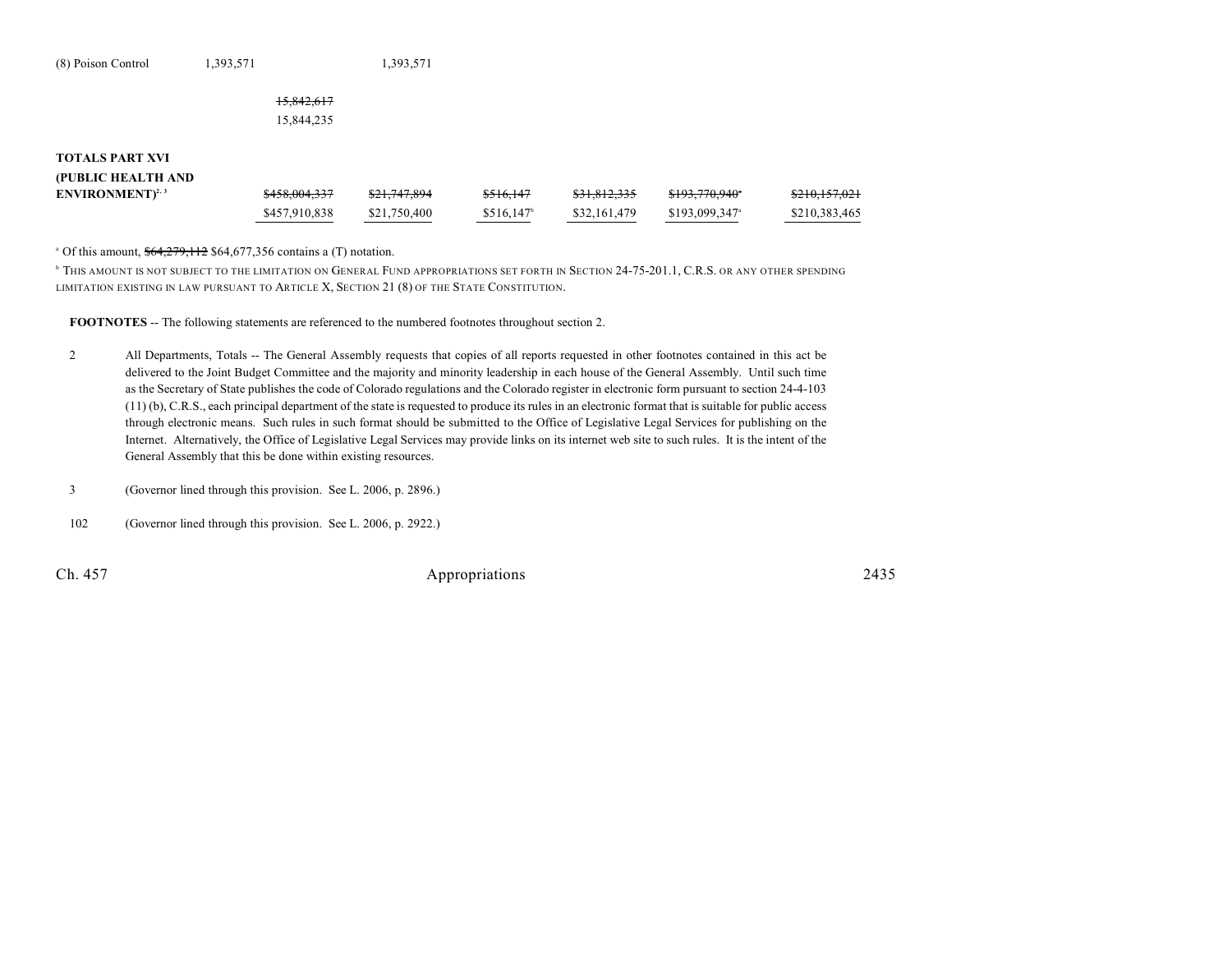| | | | | | | |
|---|---|---|---|---|---|---|
| (8) Poison Control | 1,393,571 | 1,393,571 | | | | |
| | ~~15,842,617~~ 15,844,235 | | | | | |
| **TOTALS PART XVI (PUBLIC HEALTH AND ENVIRONMENT)**[2, 3] | ~~$458,004,337~~ $457,910,838 | ~~$21,747,894~~ $21,750,400 | ~~$516,147~~ $516,147[b] | ~~$31,812,335~~ $32,161,479 | ~~$193,770,940[a]~~ $193,099,347[a] | ~~$210,157,021~~ $210,383,465 |

[a] Of this amount, ~~$64,279,112~~ $64,677,356 contains a (T) notation.

[b] THIS AMOUNT IS NOT SUBJECT TO THE LIMITATION ON GENERAL FUND APPROPRIATIONS SET FORTH IN SECTION 24-75-201.1, C.R.S. OR ANY OTHER SPENDING LIMITATION EXISTING IN LAW PURSUANT TO ARTICLE X, SECTION 21 (8) OF THE STATE CONSTITUTION.

**FOOTNOTES** -- The following statements are referenced to the numbered footnotes throughout section 2.

2 All Departments, Totals -- The General Assembly requests that copies of all reports requested in other footnotes contained in this act be delivered to the Joint Budget Committee and the majority and minority leadership in each house of the General Assembly. Until such time as the Secretary of State publishes the code of Colorado regulations and the Colorado register in electronic form pursuant to section 24-4-103 (11) (b), C.R.S., each principal department of the state is requested to produce its rules in an electronic format that is suitable for public access through electronic means. Such rules in such format should be submitted to the Office of Legislative Legal Services for publishing on the Internet. Alternatively, the Office of Legislative Legal Services may provide links on its internet web site to such rules. It is the intent of the General Assembly that this be done within existing resources.

3 (Governor lined through this provision. See L. 2006, p. 2896.)

102 (Governor lined through this provision. See L. 2006, p. 2922.)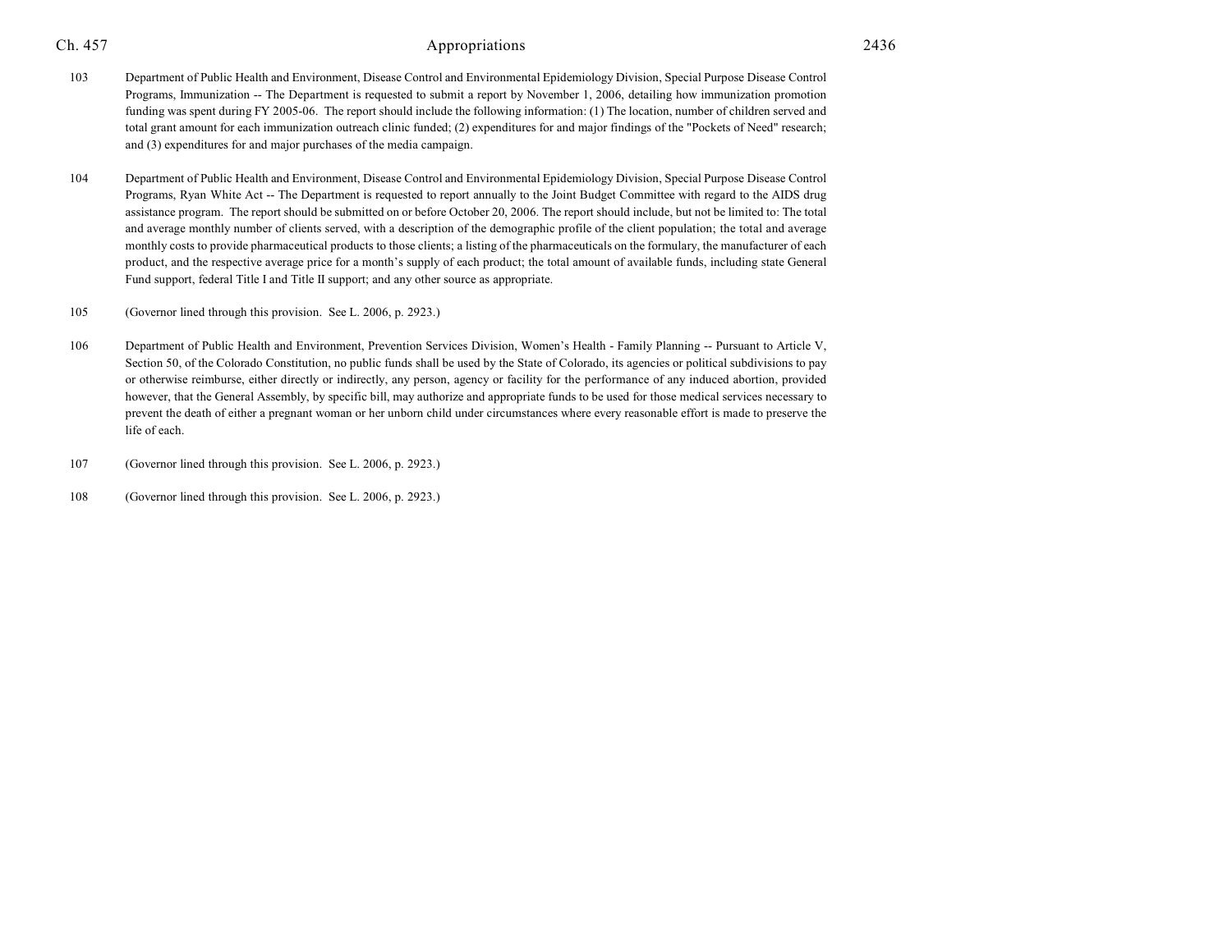103 Department of Public Health and Environment, Disease Control and Environmental Epidemiology Division, Special Purpose Disease Control Programs, Immunization -- The Department is requested to submit a report by November 1, 2006, detailing how immunization promotion funding was spent during FY 2005-06. The report should include the following information: (1) The location, number of children served and total grant amount for each immunization outreach clinic funded; (2) expenditures for and major findings of the "Pockets of Need" research; and (3) expenditures for and major purchases of the media campaign.

104 Department of Public Health and Environment, Disease Control and Environmental Epidemiology Division, Special Purpose Disease Control Programs, Ryan White Act -- The Department is requested to report annually to the Joint Budget Committee with regard to the AIDS drug assistance program. The report should be submitted on or before October 20, 2006. The report should include, but not be limited to: The total and average monthly number of clients served, with a description of the demographic profile of the client population; the total and average monthly costs to provide pharmaceutical products to those clients; a listing of the pharmaceuticals on the formulary, the manufacturer of each product, and the respective average price for a month's supply of each product; the total amount of available funds, including state General Fund support, federal Title I and Title II support; and any other source as appropriate.

105 (Governor lined through this provision. See L. 2006, p. 2923.)

106 Department of Public Health and Environment, Prevention Services Division, Women's Health - Family Planning -- Pursuant to Article V, Section 50, of the Colorado Constitution, no public funds shall be used by the State of Colorado, its agencies or political subdivisions to pay or otherwise reimburse, either directly or indirectly, any person, agency or facility for the performance of any induced abortion, provided however, that the General Assembly, by specific bill, may authorize and appropriate funds to be used for those medical services necessary to prevent the death of either a pregnant woman or her unborn child under circumstances where every reasonable effort is made to preserve the life of each.

107 (Governor lined through this provision. See L. 2006, p. 2923.)

108 (Governor lined through this provision. See L. 2006, p. 2923.)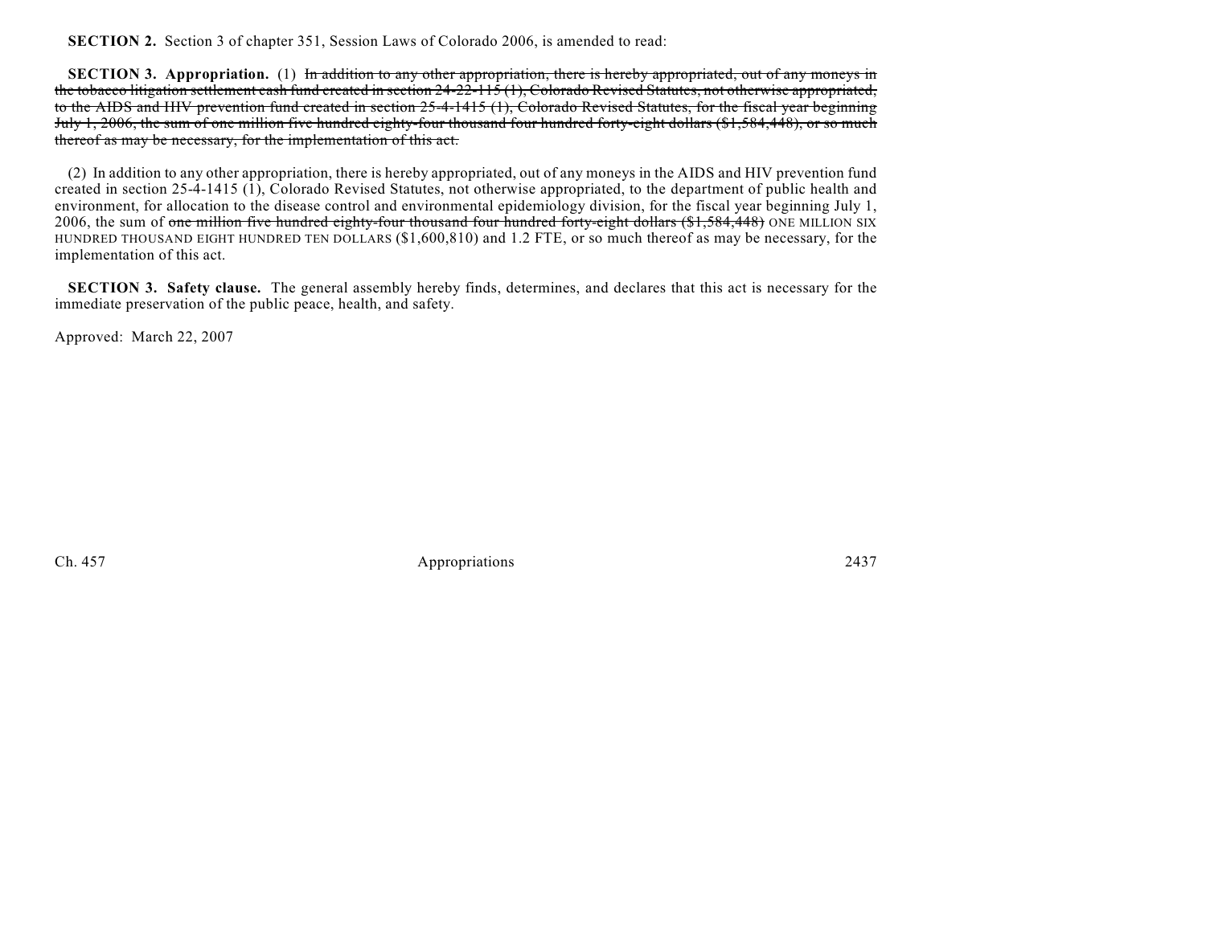**SECTION 2.** Section 3 of chapter 351, Session Laws of Colorado 2006, is amended to read:

**SECTION 3. Appropriation.** (1) ~~In addition to any other appropriation, there is hereby appropriated, out of any moneys in the tobacco litigation settlement cash fund created in section 24-22-115 (1), Colorado Revised Statutes, not otherwise appropriated, to the AIDS and HIV prevention fund created in section 25-4-1415 (1), Colorado Revised Statutes, for the fiscal year beginning July 1, 2006, the sum of one million five hundred eighty-four thousand four hundred forty-eight dollars ($1,584,448), or so much thereof as may be necessary, for the implementation of this act.~~

(2) In addition to any other appropriation, there is hereby appropriated, out of any moneys in the AIDS and HIV prevention fund created in section 25-4-1415 (1), Colorado Revised Statutes, not otherwise appropriated, to the department of public health and environment, for allocation to the disease control and environmental epidemiology division, for the fiscal year beginning July 1, 2006, the sum of ~~one million five hundred eighty-four thousand four hundred forty-eight dollars ($1,584,448)~~ ONE MILLION SIX HUNDRED THOUSAND EIGHT HUNDRED TEN DOLLARS ($1,600,810) and 1.2 FTE, or so much thereof as may be necessary, for the implementation of this act.

**SECTION 3. Safety clause.** The general assembly hereby finds, determines, and declares that this act is necessary for the immediate preservation of the public peace, health, and safety.

Approved: March 22, 2007